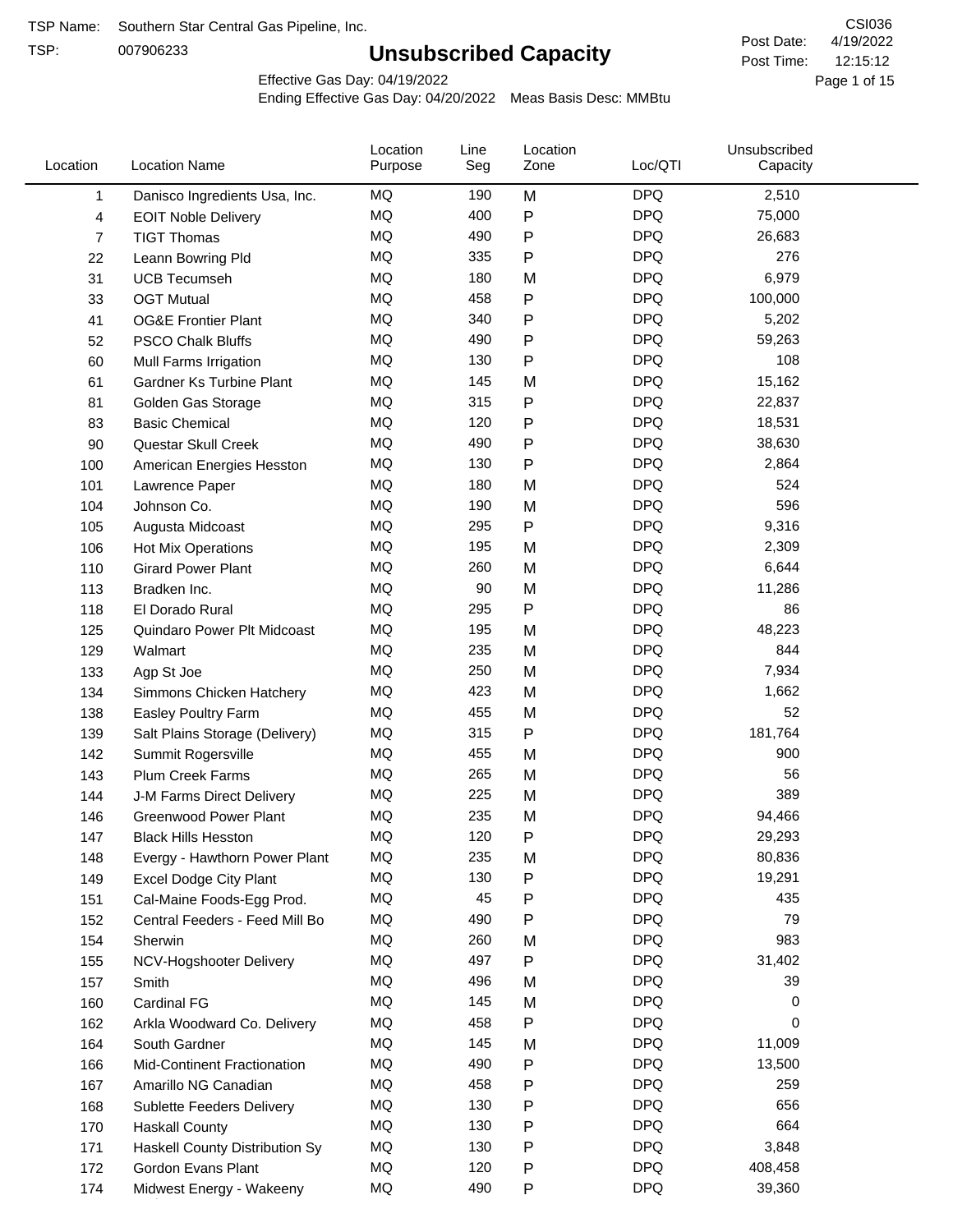TSP Name: Southern Star Central Gas Pipeline, Inc.

TSP: 007906233

# Unsubscribed Capacity

CSI036

Post Date: 4/19/2022

Post Time: 12:15:12

Effective Gas Day: 04/19/2022

Ending Effective Gas Day: 04/20/2022 Meas Basis Desc: MMBtu

| Location | Location Name | Location Purpose | Line Seg | Location Zone | Loc/QTI | Unsubscribed Capacity |
|---|---|---|---|---|---|---|
| 1 | Danisco Ingredients Usa, Inc. | MQ | 190 | M | DPQ | 2,510 |
| 4 | EOIT Noble Delivery | MQ | 400 | P | DPQ | 75,000 |
| 7 | TIGT Thomas | MQ | 490 | P | DPQ | 26,683 |
| 22 | Leann Bowring Pld | MQ | 335 | P | DPQ | 276 |
| 31 | UCB Tecumseh | MQ | 180 | M | DPQ | 6,979 |
| 33 | OGT Mutual | MQ | 458 | P | DPQ | 100,000 |
| 41 | OG&E Frontier Plant | MQ | 340 | P | DPQ | 5,202 |
| 52 | PSCO Chalk Bluffs | MQ | 490 | P | DPQ | 59,263 |
| 60 | Mull Farms Irrigation | MQ | 130 | P | DPQ | 108 |
| 61 | Gardner Ks Turbine Plant | MQ | 145 | M | DPQ | 15,162 |
| 81 | Golden Gas Storage | MQ | 315 | P | DPQ | 22,837 |
| 83 | Basic Chemical | MQ | 120 | P | DPQ | 18,531 |
| 90 | Questar Skull Creek | MQ | 490 | P | DPQ | 38,630 |
| 100 | American Energies Hesston | MQ | 130 | P | DPQ | 2,864 |
| 101 | Lawrence Paper | MQ | 180 | M | DPQ | 524 |
| 104 | Johnson Co. | MQ | 190 | M | DPQ | 596 |
| 105 | Augusta Midcoast | MQ | 295 | P | DPQ | 9,316 |
| 106 | Hot Mix Operations | MQ | 195 | M | DPQ | 2,309 |
| 110 | Girard Power Plant | MQ | 260 | M | DPQ | 6,644 |
| 113 | Bradken Inc. | MQ | 90 | M | DPQ | 11,286 |
| 118 | El Dorado Rural | MQ | 295 | P | DPQ | 86 |
| 125 | Quindaro Power Plt Midcoast | MQ | 195 | M | DPQ | 48,223 |
| 129 | Walmart | MQ | 235 | M | DPQ | 844 |
| 133 | Agp St Joe | MQ | 250 | M | DPQ | 7,934 |
| 134 | Simmons Chicken Hatchery | MQ | 423 | M | DPQ | 1,662 |
| 138 | Easley Poultry Farm | MQ | 455 | M | DPQ | 52 |
| 139 | Salt Plains Storage (Delivery) | MQ | 315 | P | DPQ | 181,764 |
| 142 | Summit Rogersville | MQ | 455 | M | DPQ | 900 |
| 143 | Plum Creek Farms | MQ | 265 | M | DPQ | 56 |
| 144 | J-M Farms Direct Delivery | MQ | 225 | M | DPQ | 389 |
| 146 | Greenwood Power Plant | MQ | 235 | M | DPQ | 94,466 |
| 147 | Black Hills Hesston | MQ | 120 | P | DPQ | 29,293 |
| 148 | Evergy - Hawthorn Power Plant | MQ | 235 | M | DPQ | 80,836 |
| 149 | Excel Dodge City Plant | MQ | 130 | P | DPQ | 19,291 |
| 151 | Cal-Maine Foods-Egg Prod. | MQ | 45 | P | DPQ | 435 |
| 152 | Central Feeders - Feed Mill Bo | MQ | 490 | P | DPQ | 79 |
| 154 | Sherwin | MQ | 260 | M | DPQ | 983 |
| 155 | NCV-Hogshooter Delivery | MQ | 497 | P | DPQ | 31,402 |
| 157 | Smith | MQ | 496 | M | DPQ | 39 |
| 160 | Cardinal FG | MQ | 145 | M | DPQ | 0 |
| 162 | Arkla Woodward Co. Delivery | MQ | 458 | P | DPQ | 0 |
| 164 | South Gardner | MQ | 145 | M | DPQ | 11,009 |
| 166 | Mid-Continent Fractionation | MQ | 490 | P | DPQ | 13,500 |
| 167 | Amarillo NG Canadian | MQ | 458 | P | DPQ | 259 |
| 168 | Sublette Feeders Delivery | MQ | 130 | P | DPQ | 656 |
| 170 | Haskall County | MQ | 130 | P | DPQ | 664 |
| 171 | Haskall County Distribution Sy | MQ | 130 | P | DPQ | 3,848 |
| 172 | Gordon Evans Plant | MQ | 120 | P | DPQ | 408,458 |
| 174 | Midwest Energy - Wakeeny | MQ | 490 | P | DPQ | 39,360 |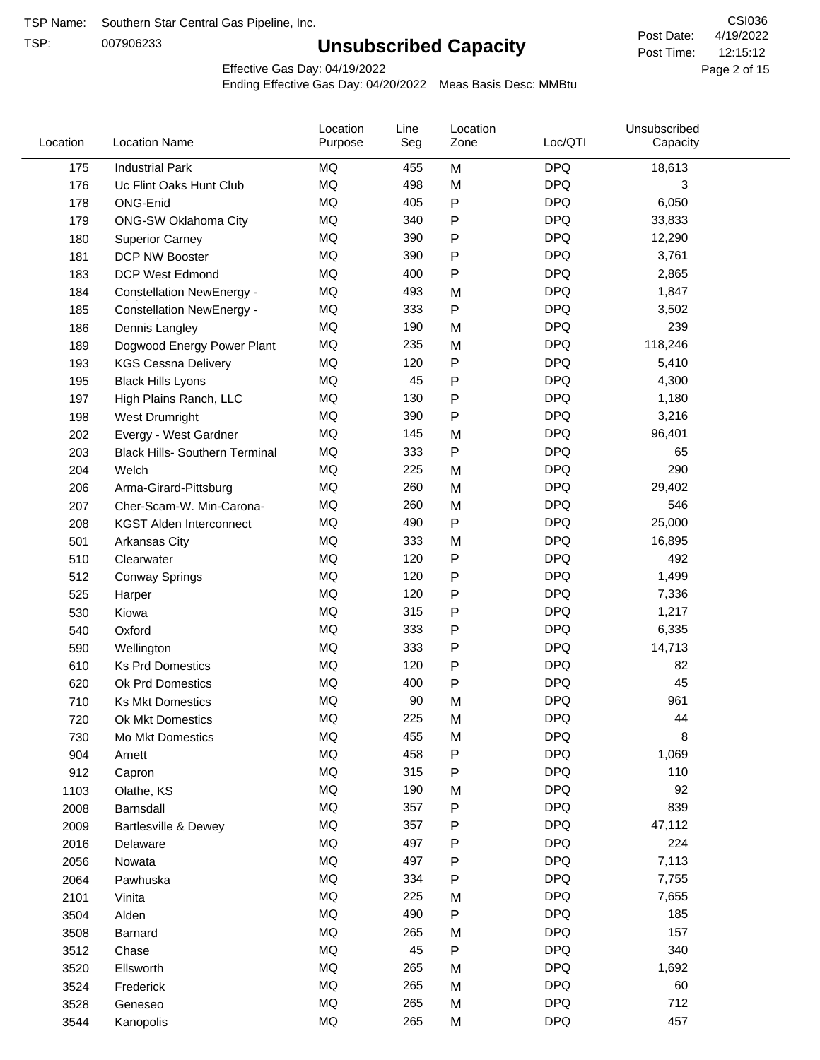TSP Name: Southern Star Central Gas Pipeline, Inc.
TSP: 007906233

# Unsubscribed Capacity

CSI036
Post Date: 4/19/2022
Post Time: 12:15:12

Effective Gas Day: 04/19/2022
Ending Effective Gas Day: 04/20/2022 Meas Basis Desc: MMBtu

| Location | Location Name | Location Purpose | Line Seg | Location Zone | Loc/QTI | Unsubscribed Capacity |
|---|---|---|---|---|---|---|
| 175 | Industrial Park | MQ | 455 | M | DPQ | 18,613 |
| 176 | Uc Flint Oaks Hunt Club | MQ | 498 | M | DPQ | 3 |
| 178 | ONG-Enid | MQ | 405 | P | DPQ | 6,050 |
| 179 | ONG-SW Oklahoma City | MQ | 340 | P | DPQ | 33,833 |
| 180 | Superior Carney | MQ | 390 | P | DPQ | 12,290 |
| 181 | DCP NW Booster | MQ | 390 | P | DPQ | 3,761 |
| 183 | DCP West Edmond | MQ | 400 | P | DPQ | 2,865 |
| 184 | Constellation NewEnergy - | MQ | 493 | M | DPQ | 1,847 |
| 185 | Constellation NewEnergy - | MQ | 333 | P | DPQ | 3,502 |
| 186 | Dennis Langley | MQ | 190 | M | DPQ | 239 |
| 189 | Dogwood Energy Power Plant | MQ | 235 | M | DPQ | 118,246 |
| 193 | KGS Cessna Delivery | MQ | 120 | P | DPQ | 5,410 |
| 195 | Black Hills Lyons | MQ | 45 | P | DPQ | 4,300 |
| 197 | High Plains Ranch, LLC | MQ | 130 | P | DPQ | 1,180 |
| 198 | West Drumright | MQ | 390 | P | DPQ | 3,216 |
| 202 | Evergy - West Gardner | MQ | 145 | M | DPQ | 96,401 |
| 203 | Black Hills- Southern Terminal | MQ | 333 | P | DPQ | 65 |
| 204 | Welch | MQ | 225 | M | DPQ | 290 |
| 206 | Arma-Girard-Pittsburg | MQ | 260 | M | DPQ | 29,402 |
| 207 | Cher-Scam-W. Min-Carona- | MQ | 260 | M | DPQ | 546 |
| 208 | KGST Alden Interconnect | MQ | 490 | P | DPQ | 25,000 |
| 501 | Arkansas City | MQ | 333 | M | DPQ | 16,895 |
| 510 | Clearwater | MQ | 120 | P | DPQ | 492 |
| 512 | Conway Springs | MQ | 120 | P | DPQ | 1,499 |
| 525 | Harper | MQ | 120 | P | DPQ | 7,336 |
| 530 | Kiowa | MQ | 315 | P | DPQ | 1,217 |
| 540 | Oxford | MQ | 333 | P | DPQ | 6,335 |
| 590 | Wellington | MQ | 333 | P | DPQ | 14,713 |
| 610 | Ks Prd Domestics | MQ | 120 | P | DPQ | 82 |
| 620 | Ok Prd Domestics | MQ | 400 | P | DPQ | 45 |
| 710 | Ks Mkt Domestics | MQ | 90 | M | DPQ | 961 |
| 720 | Ok Mkt Domestics | MQ | 225 | M | DPQ | 44 |
| 730 | Mo Mkt Domestics | MQ | 455 | M | DPQ | 8 |
| 904 | Arnett | MQ | 458 | P | DPQ | 1,069 |
| 912 | Capron | MQ | 315 | P | DPQ | 110 |
| 1103 | Olathe, KS | MQ | 190 | M | DPQ | 92 |
| 2008 | Barnsdall | MQ | 357 | P | DPQ | 839 |
| 2009 | Bartlesville & Dewey | MQ | 357 | P | DPQ | 47,112 |
| 2016 | Delaware | MQ | 497 | P | DPQ | 224 |
| 2056 | Nowata | MQ | 497 | P | DPQ | 7,113 |
| 2064 | Pawhuska | MQ | 334 | P | DPQ | 7,755 |
| 2101 | Vinita | MQ | 225 | M | DPQ | 7,655 |
| 3504 | Alden | MQ | 490 | P | DPQ | 185 |
| 3508 | Barnard | MQ | 265 | M | DPQ | 157 |
| 3512 | Chase | MQ | 45 | P | DPQ | 340 |
| 3520 | Ellsworth | MQ | 265 | M | DPQ | 1,692 |
| 3524 | Frederick | MQ | 265 | M | DPQ | 60 |
| 3528 | Geneseo | MQ | 265 | M | DPQ | 712 |
| 3544 | Kanopolis | MQ | 265 | M | DPQ | 457 |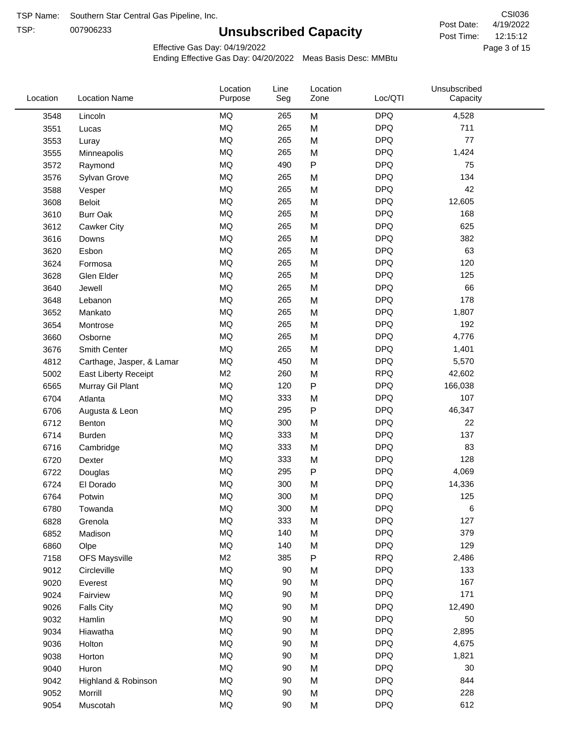TSP Name: Southern Star Central Gas Pipeline, Inc.
TSP: 007906233

CSI036
Post Date: 4/19/2022
Post Time: 12:15:12

# Unsubscribed Capacity

Effective Gas Day: 04/19/2022
Ending Effective Gas Day: 04/20/2022 Meas Basis Desc: MMBtu

| Location | Location Name | Location Purpose | Line Seg | Location Zone | Loc/QTI | Unsubscribed Capacity |
|---|---|---|---|---|---|---|
| 3548 | Lincoln | MQ | 265 | M | DPQ | 4,528 |
| 3551 | Lucas | MQ | 265 | M | DPQ | 711 |
| 3553 | Luray | MQ | 265 | M | DPQ | 77 |
| 3555 | Minneapolis | MQ | 265 | M | DPQ | 1,424 |
| 3572 | Raymond | MQ | 490 | P | DPQ | 75 |
| 3576 | Sylvan Grove | MQ | 265 | M | DPQ | 134 |
| 3588 | Vesper | MQ | 265 | M | DPQ | 42 |
| 3608 | Beloit | MQ | 265 | M | DPQ | 12,605 |
| 3610 | Burr Oak | MQ | 265 | M | DPQ | 168 |
| 3612 | Cawker City | MQ | 265 | M | DPQ | 625 |
| 3616 | Downs | MQ | 265 | M | DPQ | 382 |
| 3620 | Esbon | MQ | 265 | M | DPQ | 63 |
| 3624 | Formosa | MQ | 265 | M | DPQ | 120 |
| 3628 | Glen Elder | MQ | 265 | M | DPQ | 125 |
| 3640 | Jewell | MQ | 265 | M | DPQ | 66 |
| 3648 | Lebanon | MQ | 265 | M | DPQ | 178 |
| 3652 | Mankato | MQ | 265 | M | DPQ | 1,807 |
| 3654 | Montrose | MQ | 265 | M | DPQ | 192 |
| 3660 | Osborne | MQ | 265 | M | DPQ | 4,776 |
| 3676 | Smith Center | MQ | 265 | M | DPQ | 1,401 |
| 4812 | Carthage, Jasper, & Lamar | MQ | 450 | M | DPQ | 5,570 |
| 5002 | East Liberty Receipt | M2 | 260 | M | RPQ | 42,602 |
| 6565 | Murray Gil Plant | MQ | 120 | P | DPQ | 166,038 |
| 6704 | Atlanta | MQ | 333 | M | DPQ | 107 |
| 6706 | Augusta & Leon | MQ | 295 | P | DPQ | 46,347 |
| 6712 | Benton | MQ | 300 | M | DPQ | 22 |
| 6714 | Burden | MQ | 333 | M | DPQ | 137 |
| 6716 | Cambridge | MQ | 333 | M | DPQ | 83 |
| 6720 | Dexter | MQ | 333 | M | DPQ | 128 |
| 6722 | Douglas | MQ | 295 | P | DPQ | 4,069 |
| 6724 | El Dorado | MQ | 300 | M | DPQ | 14,336 |
| 6764 | Potwin | MQ | 300 | M | DPQ | 125 |
| 6780 | Towanda | MQ | 300 | M | DPQ | 6 |
| 6828 | Grenola | MQ | 333 | M | DPQ | 127 |
| 6852 | Madison | MQ | 140 | M | DPQ | 379 |
| 6860 | Olpe | MQ | 140 | M | DPQ | 129 |
| 7158 | OFS Maysville | M2 | 385 | P | RPQ | 2,486 |
| 9012 | Circleville | MQ | 90 | M | DPQ | 133 |
| 9020 | Everest | MQ | 90 | M | DPQ | 167 |
| 9024 | Fairview | MQ | 90 | M | DPQ | 171 |
| 9026 | Falls City | MQ | 90 | M | DPQ | 12,490 |
| 9032 | Hamlin | MQ | 90 | M | DPQ | 50 |
| 9034 | Hiawatha | MQ | 90 | M | DPQ | 2,895 |
| 9036 | Holton | MQ | 90 | M | DPQ | 4,675 |
| 9038 | Horton | MQ | 90 | M | DPQ | 1,821 |
| 9040 | Huron | MQ | 90 | M | DPQ | 30 |
| 9042 | Highland & Robinson | MQ | 90 | M | DPQ | 844 |
| 9052 | Morrill | MQ | 90 | M | DPQ | 228 |
| 9054 | Muscotah | MQ | 90 | M | DPQ | 612 |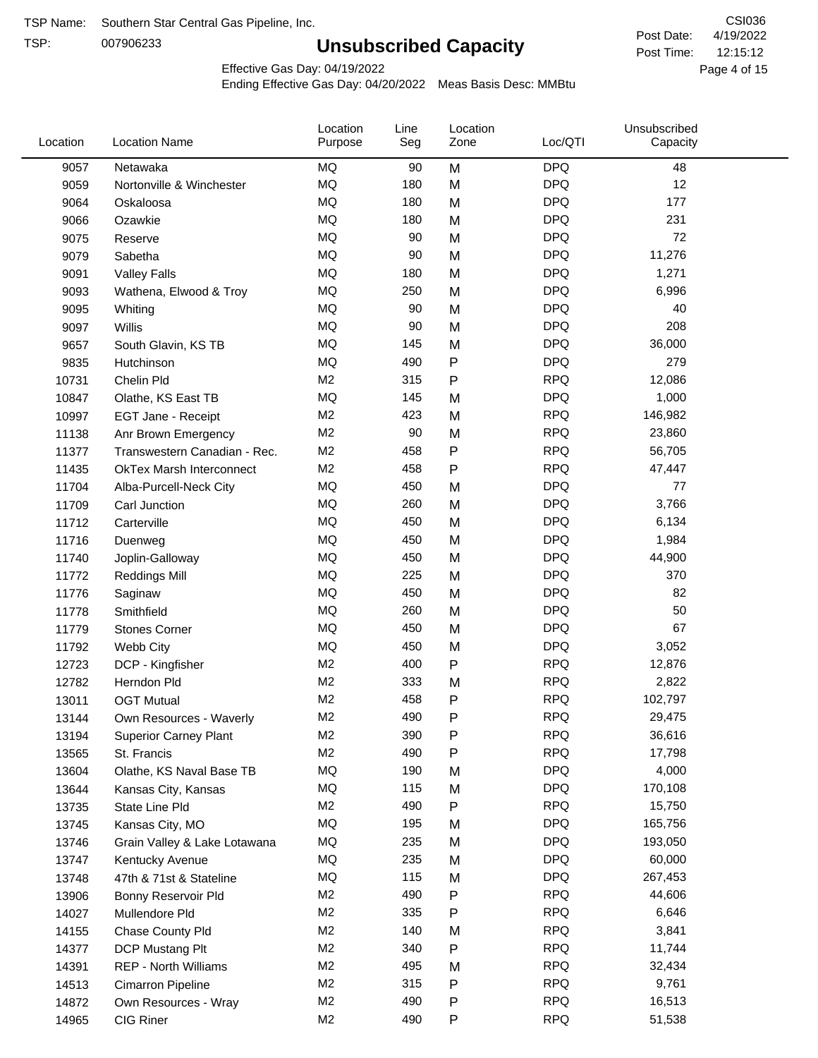TSP Name: Southern Star Central Gas Pipeline, Inc.

TSP: 007906233

# Unsubscribed Capacity

CSI036

Post Date: 4/19/2022

Post Time: 12:15:12

Effective Gas Day: 04/19/2022

Ending Effective Gas Day: 04/20/2022 Meas Basis Desc: MMBtu

| Location | Location Name | Location Purpose | Line Seg | Location Zone | Loc/QTI | Unsubscribed Capacity |
|---|---|---|---|---|---|---|
| 9057 | Netawaka | MQ | 90 | M | DPQ | 48 |
| 9059 | Nortonville & Winchester | MQ | 180 | M | DPQ | 12 |
| 9064 | Oskaloosa | MQ | 180 | M | DPQ | 177 |
| 9066 | Ozawkie | MQ | 180 | M | DPQ | 231 |
| 9075 | Reserve | MQ | 90 | M | DPQ | 72 |
| 9079 | Sabetha | MQ | 90 | M | DPQ | 11,276 |
| 9091 | Valley Falls | MQ | 180 | M | DPQ | 1,271 |
| 9093 | Wathena, Elwood & Troy | MQ | 250 | M | DPQ | 6,996 |
| 9095 | Whiting | MQ | 90 | M | DPQ | 40 |
| 9097 | Willis | MQ | 90 | M | DPQ | 208 |
| 9657 | South Glavin, KS TB | MQ | 145 | M | DPQ | 36,000 |
| 9835 | Hutchinson | MQ | 490 | P | DPQ | 279 |
| 10731 | Chelin Pld | M2 | 315 | P | RPQ | 12,086 |
| 10847 | Olathe, KS East TB | MQ | 145 | M | DPQ | 1,000 |
| 10997 | EGT Jane - Receipt | M2 | 423 | M | RPQ | 146,982 |
| 11138 | Anr Brown Emergency | M2 | 90 | M | RPQ | 23,860 |
| 11377 | Transwestern Canadian - Rec. | M2 | 458 | P | RPQ | 56,705 |
| 11435 | OkTex Marsh Interconnect | M2 | 458 | P | RPQ | 47,447 |
| 11704 | Alba-Purcell-Neck City | MQ | 450 | M | DPQ | 77 |
| 11709 | Carl Junction | MQ | 260 | M | DPQ | 3,766 |
| 11712 | Carterville | MQ | 450 | M | DPQ | 6,134 |
| 11716 | Duenweg | MQ | 450 | M | DPQ | 1,984 |
| 11740 | Joplin-Galloway | MQ | 450 | M | DPQ | 44,900 |
| 11772 | Reddings Mill | MQ | 225 | M | DPQ | 370 |
| 11776 | Saginaw | MQ | 450 | M | DPQ | 82 |
| 11778 | Smithfield | MQ | 260 | M | DPQ | 50 |
| 11779 | Stones Corner | MQ | 450 | M | DPQ | 67 |
| 11792 | Webb City | MQ | 450 | M | DPQ | 3,052 |
| 12723 | DCP - Kingfisher | M2 | 400 | P | RPQ | 12,876 |
| 12782 | Herndon Pld | M2 | 333 | M | RPQ | 2,822 |
| 13011 | OGT Mutual | M2 | 458 | P | RPQ | 102,797 |
| 13144 | Own Resources - Waverly | M2 | 490 | P | RPQ | 29,475 |
| 13194 | Superior Carney Plant | M2 | 390 | P | RPQ | 36,616 |
| 13565 | St. Francis | M2 | 490 | P | RPQ | 17,798 |
| 13604 | Olathe, KS Naval Base TB | MQ | 190 | M | DPQ | 4,000 |
| 13644 | Kansas City, Kansas | MQ | 115 | M | DPQ | 170,108 |
| 13735 | State Line Pld | M2 | 490 | P | RPQ | 15,750 |
| 13745 | Kansas City, MO | MQ | 195 | M | DPQ | 165,756 |
| 13746 | Grain Valley & Lake Lotawana | MQ | 235 | M | DPQ | 193,050 |
| 13747 | Kentucky Avenue | MQ | 235 | M | DPQ | 60,000 |
| 13748 | 47th & 71st & Stateline | MQ | 115 | M | DPQ | 267,453 |
| 13906 | Bonny Reservoir Pld | M2 | 490 | P | RPQ | 44,606 |
| 14027 | Mullendore Pld | M2 | 335 | P | RPQ | 6,646 |
| 14155 | Chase County Pld | M2 | 140 | M | RPQ | 3,841 |
| 14377 | DCP Mustang Plt | M2 | 340 | P | RPQ | 11,744 |
| 14391 | REP - North Williams | M2 | 495 | M | RPQ | 32,434 |
| 14513 | Cimarron Pipeline | M2 | 315 | P | RPQ | 9,761 |
| 14872 | Own Resources - Wray | M2 | 490 | P | RPQ | 16,513 |
| 14965 | CIG Riner | M2 | 490 | P | RPQ | 51,538 |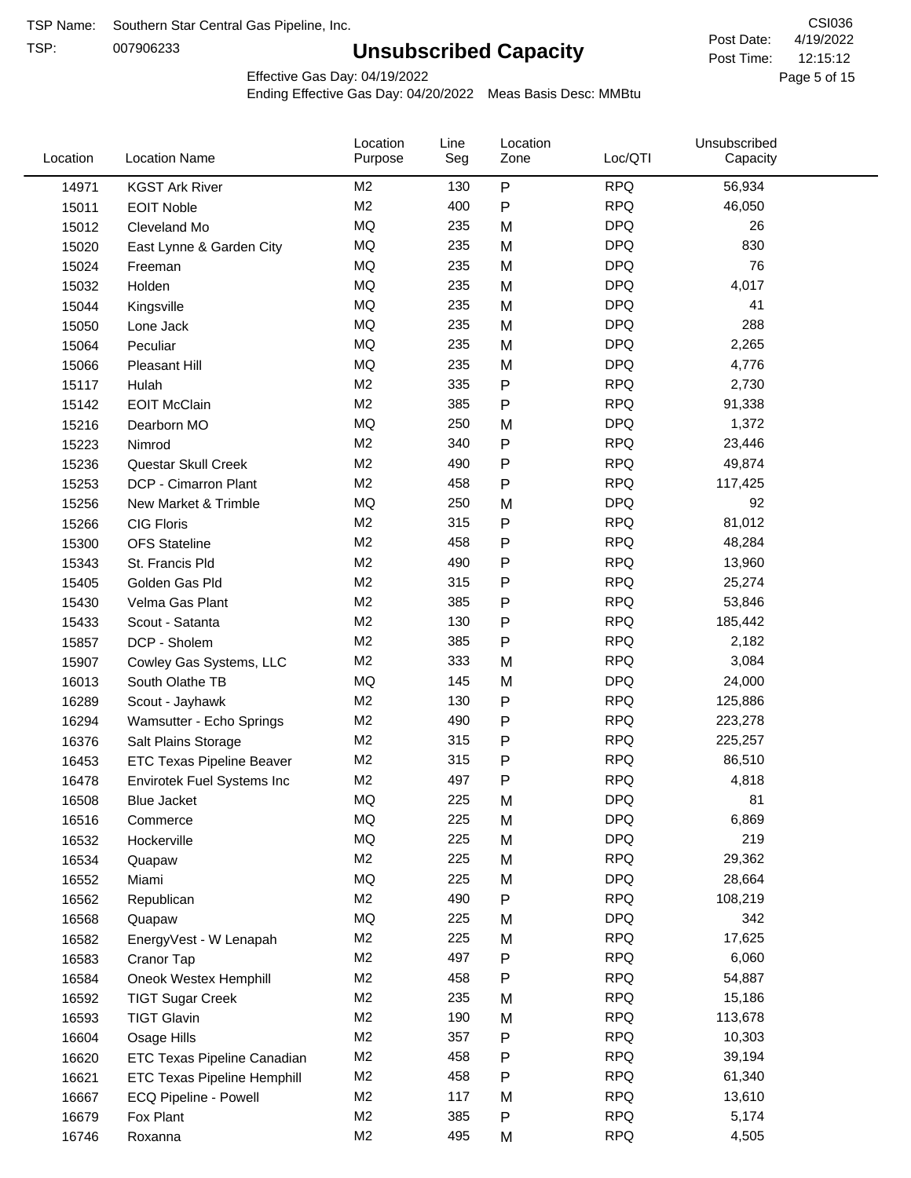TSP Name: Southern Star Central Gas Pipeline, Inc.

TSP: 007906233

# Unsubscribed Capacity

CSI036

Post Date: 4/19/2022

Post Time: 12:15:12

Effective Gas Day: 04/19/2022

Ending Effective Gas Day: 04/20/2022 Meas Basis Desc: MMBtu

| Location | Location Name | Location Purpose | Line Seg | Location Zone | Loc/QTI | Unsubscribed Capacity |
|---|---|---|---|---|---|---|
| 14971 | KGST Ark River | M2 | 130 | P | RPQ | 56,934 |
| 15011 | EOIT Noble | M2 | 400 | P | RPQ | 46,050 |
| 15012 | Cleveland Mo | MQ | 235 | M | DPQ | 26 |
| 15020 | East Lynne & Garden City | MQ | 235 | M | DPQ | 830 |
| 15024 | Freeman | MQ | 235 | M | DPQ | 76 |
| 15032 | Holden | MQ | 235 | M | DPQ | 4,017 |
| 15044 | Kingsville | MQ | 235 | M | DPQ | 41 |
| 15050 | Lone Jack | MQ | 235 | M | DPQ | 288 |
| 15064 | Peculiar | MQ | 235 | M | DPQ | 2,265 |
| 15066 | Pleasant Hill | MQ | 235 | M | DPQ | 4,776 |
| 15117 | Hulah | M2 | 335 | P | RPQ | 2,730 |
| 15142 | EOIT McClain | M2 | 385 | P | RPQ | 91,338 |
| 15216 | Dearborn MO | MQ | 250 | M | DPQ | 1,372 |
| 15223 | Nimrod | M2 | 340 | P | RPQ | 23,446 |
| 15236 | Questar Skull Creek | M2 | 490 | P | RPQ | 49,874 |
| 15253 | DCP - Cimarron Plant | M2 | 458 | P | RPQ | 117,425 |
| 15256 | New Market & Trimble | MQ | 250 | M | DPQ | 92 |
| 15266 | CIG Floris | M2 | 315 | P | RPQ | 81,012 |
| 15300 | OFS Stateline | M2 | 458 | P | RPQ | 48,284 |
| 15343 | St. Francis Pld | M2 | 490 | P | RPQ | 13,960 |
| 15405 | Golden Gas Pld | M2 | 315 | P | RPQ | 25,274 |
| 15430 | Velma Gas Plant | M2 | 385 | P | RPQ | 53,846 |
| 15433 | Scout - Satanta | M2 | 130 | P | RPQ | 185,442 |
| 15857 | DCP - Sholem | M2 | 385 | P | RPQ | 2,182 |
| 15907 | Cowley Gas Systems, LLC | M2 | 333 | M | RPQ | 3,084 |
| 16013 | South Olathe TB | MQ | 145 | M | DPQ | 24,000 |
| 16289 | Scout - Jayhawk | M2 | 130 | P | RPQ | 125,886 |
| 16294 | Wamsutter - Echo Springs | M2 | 490 | P | RPQ | 223,278 |
| 16376 | Salt Plains Storage | M2 | 315 | P | RPQ | 225,257 |
| 16453 | ETC Texas Pipeline Beaver | M2 | 315 | P | RPQ | 86,510 |
| 16478 | Envirotek Fuel Systems Inc | M2 | 497 | P | RPQ | 4,818 |
| 16508 | Blue Jacket | MQ | 225 | M | DPQ | 81 |
| 16516 | Commerce | MQ | 225 | M | DPQ | 6,869 |
| 16532 | Hockerville | MQ | 225 | M | DPQ | 219 |
| 16534 | Quapaw | M2 | 225 | M | RPQ | 29,362 |
| 16552 | Miami | MQ | 225 | M | DPQ | 28,664 |
| 16562 | Republican | M2 | 490 | P | RPQ | 108,219 |
| 16568 | Quapaw | MQ | 225 | M | DPQ | 342 |
| 16582 | EnergyVest - W Lenapah | M2 | 225 | M | RPQ | 17,625 |
| 16583 | Cranor Tap | M2 | 497 | P | RPQ | 6,060 |
| 16584 | Oneok Westex Hemphill | M2 | 458 | P | RPQ | 54,887 |
| 16592 | TIGT Sugar Creek | M2 | 235 | M | RPQ | 15,186 |
| 16593 | TIGT Glavin | M2 | 190 | M | RPQ | 113,678 |
| 16604 | Osage Hills | M2 | 357 | P | RPQ | 10,303 |
| 16620 | ETC Texas Pipeline Canadian | M2 | 458 | P | RPQ | 39,194 |
| 16621 | ETC Texas Pipeline Hemphill | M2 | 458 | P | RPQ | 61,340 |
| 16667 | ECQ Pipeline - Powell | M2 | 117 | M | RPQ | 13,610 |
| 16679 | Fox Plant | M2 | 385 | P | RPQ | 5,174 |
| 16746 | Roxanna | M2 | 495 | M | RPQ | 4,505 |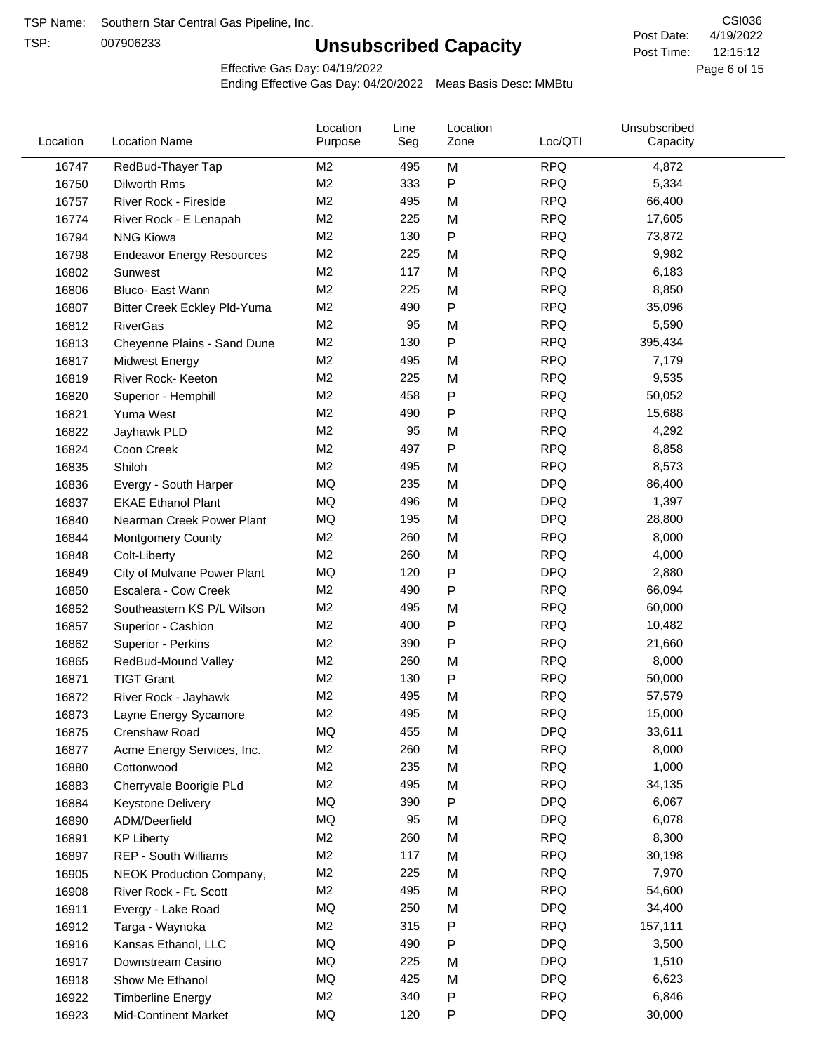TSP Name: Southern Star Central Gas Pipeline, Inc.

TSP: 007906233

# Unsubscribed Capacity

CSI036

Post Date: 4/19/2022

Post Time: 12:15:12

Effective Gas Day: 04/19/2022

Ending Effective Gas Day: 04/20/2022 Meas Basis Desc: MMBtu

| Location | Location Name | Location Purpose | Line Seg | Location Zone | Loc/QTI | Unsubscribed Capacity |
|---|---|---|---|---|---|---|
| 16747 | RedBud-Thayer Tap | M2 | 495 | M | RPQ | 4,872 |
| 16750 | Dilworth Rms | M2 | 333 | P | RPQ | 5,334 |
| 16757 | River Rock - Fireside | M2 | 495 | M | RPQ | 66,400 |
| 16774 | River Rock - E Lenapah | M2 | 225 | M | RPQ | 17,605 |
| 16794 | NNG Kiowa | M2 | 130 | P | RPQ | 73,872 |
| 16798 | Endeavor Energy Resources | M2 | 225 | M | RPQ | 9,982 |
| 16802 | Sunwest | M2 | 117 | M | RPQ | 6,183 |
| 16806 | Bluco- East Wann | M2 | 225 | M | RPQ | 8,850 |
| 16807 | Bitter Creek Eckley Pld-Yuma | M2 | 490 | P | RPQ | 35,096 |
| 16812 | RiverGas | M2 | 95 | M | RPQ | 5,590 |
| 16813 | Cheyenne Plains - Sand Dune | M2 | 130 | P | RPQ | 395,434 |
| 16817 | Midwest Energy | M2 | 495 | M | RPQ | 7,179 |
| 16819 | River Rock- Keeton | M2 | 225 | M | RPQ | 9,535 |
| 16820 | Superior - Hemphill | M2 | 458 | P | RPQ | 50,052 |
| 16821 | Yuma West | M2 | 490 | P | RPQ | 15,688 |
| 16822 | Jayhawk PLD | M2 | 95 | M | RPQ | 4,292 |
| 16824 | Coon Creek | M2 | 497 | P | RPQ | 8,858 |
| 16835 | Shiloh | M2 | 495 | M | RPQ | 8,573 |
| 16836 | Evergy - South Harper | MQ | 235 | M | DPQ | 86,400 |
| 16837 | EKAE Ethanol Plant | MQ | 496 | M | DPQ | 1,397 |
| 16840 | Nearman Creek Power Plant | MQ | 195 | M | DPQ | 28,800 |
| 16844 | Montgomery County | M2 | 260 | M | RPQ | 8,000 |
| 16848 | Colt-Liberty | M2 | 260 | M | RPQ | 4,000 |
| 16849 | City of Mulvane Power Plant | MQ | 120 | P | DPQ | 2,880 |
| 16850 | Escalera - Cow Creek | M2 | 490 | P | RPQ | 66,094 |
| 16852 | Southeastern KS P/L Wilson | M2 | 495 | M | RPQ | 60,000 |
| 16857 | Superior - Cashion | M2 | 400 | P | RPQ | 10,482 |
| 16862 | Superior - Perkins | M2 | 390 | P | RPQ | 21,660 |
| 16865 | RedBud-Mound Valley | M2 | 260 | M | RPQ | 8,000 |
| 16871 | TIGT Grant | M2 | 130 | P | RPQ | 50,000 |
| 16872 | River Rock - Jayhawk | M2 | 495 | M | RPQ | 57,579 |
| 16873 | Layne Energy Sycamore | M2 | 495 | M | RPQ | 15,000 |
| 16875 | Crenshaw Road | MQ | 455 | M | DPQ | 33,611 |
| 16877 | Acme Energy Services, Inc. | M2 | 260 | M | RPQ | 8,000 |
| 16880 | Cottonwood | M2 | 235 | M | RPQ | 1,000 |
| 16883 | Cherryvale Boorigie PLd | M2 | 495 | M | RPQ | 34,135 |
| 16884 | Keystone Delivery | MQ | 390 | P | DPQ | 6,067 |
| 16890 | ADM/Deerfield | MQ | 95 | M | DPQ | 6,078 |
| 16891 | KP Liberty | M2 | 260 | M | RPQ | 8,300 |
| 16897 | REP - South Williams | M2 | 117 | M | RPQ | 30,198 |
| 16905 | NEOK Production Company, | M2 | 225 | M | RPQ | 7,970 |
| 16908 | River Rock - Ft. Scott | M2 | 495 | M | RPQ | 54,600 |
| 16911 | Evergy - Lake Road | MQ | 250 | M | DPQ | 34,400 |
| 16912 | Targa - Waynoka | M2 | 315 | P | RPQ | 157,111 |
| 16916 | Kansas Ethanol, LLC | MQ | 490 | P | DPQ | 3,500 |
| 16917 | Downstream Casino | MQ | 225 | M | DPQ | 1,510 |
| 16918 | Show Me Ethanol | MQ | 425 | M | DPQ | 6,623 |
| 16922 | Timberline Energy | M2 | 340 | P | RPQ | 6,846 |
| 16923 | Mid-Continent Market | MQ | 120 | P | DPQ | 30,000 |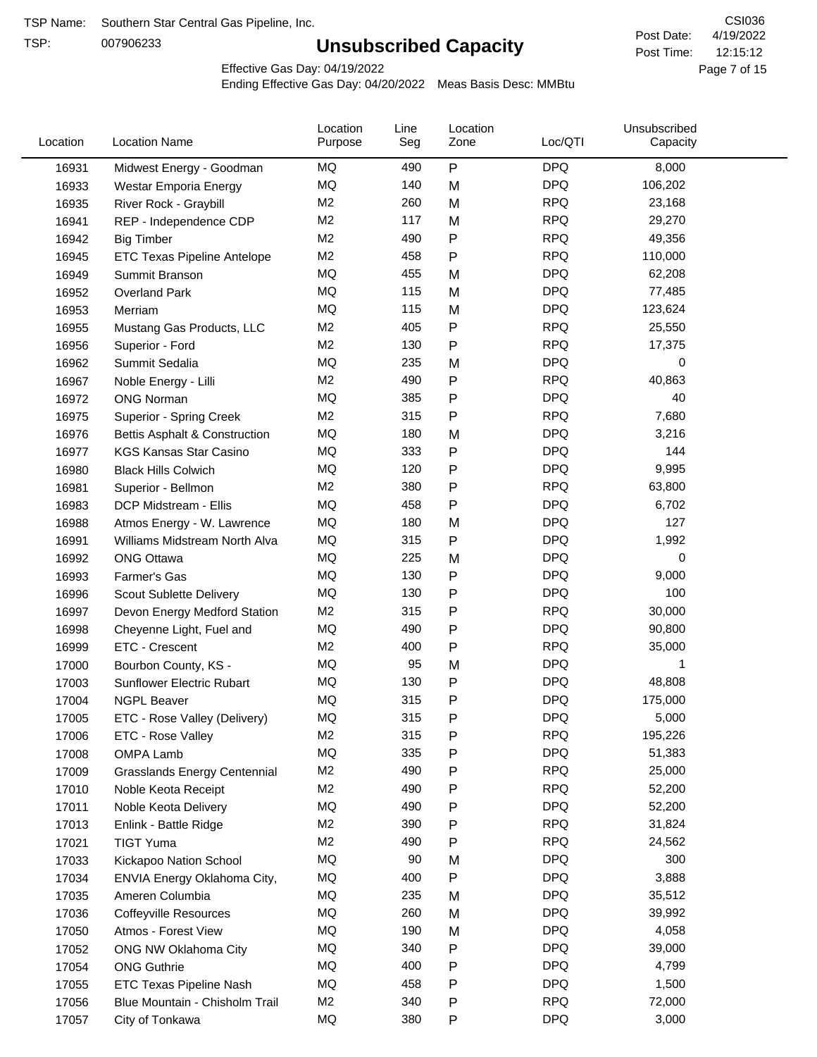TSP Name: Southern Star Central Gas Pipeline, Inc.

TSP: 007906233

# Unsubscribed Capacity

CSI036

Post Date: 4/19/2022

Post Time: 12:15:12

Effective Gas Day: 04/19/2022

Ending Effective Gas Day: 04/20/2022 Meas Basis Desc: MMBtu

| Location | Location Name | Location Purpose | Line Seg | Location Zone | Loc/QTI | Unsubscribed Capacity |
|---|---|---|---|---|---|---|
| 16931 | Midwest Energy - Goodman | MQ | 490 | P | DPQ | 8,000 |
| 16933 | Westar Emporia Energy | MQ | 140 | M | DPQ | 106,202 |
| 16935 | River Rock - Graybill | M2 | 260 | M | RPQ | 23,168 |
| 16941 | REP - Independence CDP | M2 | 117 | M | RPQ | 29,270 |
| 16942 | Big Timber | M2 | 490 | P | RPQ | 49,356 |
| 16945 | ETC Texas Pipeline Antelope | M2 | 458 | P | RPQ | 110,000 |
| 16949 | Summit Branson | MQ | 455 | M | DPQ | 62,208 |
| 16952 | Overland Park | MQ | 115 | M | DPQ | 77,485 |
| 16953 | Merriam | MQ | 115 | M | DPQ | 123,624 |
| 16955 | Mustang Gas Products, LLC | M2 | 405 | P | RPQ | 25,550 |
| 16956 | Superior - Ford | M2 | 130 | P | RPQ | 17,375 |
| 16962 | Summit Sedalia | MQ | 235 | M | DPQ | 0 |
| 16967 | Noble Energy - Lilli | M2 | 490 | P | RPQ | 40,863 |
| 16972 | ONG Norman | MQ | 385 | P | DPQ | 40 |
| 16975 | Superior - Spring Creek | M2 | 315 | P | RPQ | 7,680 |
| 16976 | Bettis Asphalt & Construction | MQ | 180 | M | DPQ | 3,216 |
| 16977 | KGS Kansas Star Casino | MQ | 333 | P | DPQ | 144 |
| 16980 | Black Hills Colwich | MQ | 120 | P | DPQ | 9,995 |
| 16981 | Superior - Bellmon | M2 | 380 | P | RPQ | 63,800 |
| 16983 | DCP Midstream - Ellis | MQ | 458 | P | DPQ | 6,702 |
| 16988 | Atmos Energy - W. Lawrence | MQ | 180 | M | DPQ | 127 |
| 16991 | Williams Midstream North Alva | MQ | 315 | P | DPQ | 1,992 |
| 16992 | ONG Ottawa | MQ | 225 | M | DPQ | 0 |
| 16993 | Farmer's Gas | MQ | 130 | P | DPQ | 9,000 |
| 16996 | Scout Sublette Delivery | MQ | 130 | P | DPQ | 100 |
| 16997 | Devon Energy Medford Station | M2 | 315 | P | RPQ | 30,000 |
| 16998 | Cheyenne Light, Fuel and | MQ | 490 | P | DPQ | 90,800 |
| 16999 | ETC - Crescent | M2 | 400 | P | RPQ | 35,000 |
| 17000 | Bourbon County, KS - | MQ | 95 | M | DPQ | 1 |
| 17003 | Sunflower Electric Rubart | MQ | 130 | P | DPQ | 48,808 |
| 17004 | NGPL Beaver | MQ | 315 | P | DPQ | 175,000 |
| 17005 | ETC - Rose Valley (Delivery) | MQ | 315 | P | DPQ | 5,000 |
| 17006 | ETC - Rose Valley | M2 | 315 | P | RPQ | 195,226 |
| 17008 | OMPA Lamb | MQ | 335 | P | DPQ | 51,383 |
| 17009 | Grasslands Energy Centennial | M2 | 490 | P | RPQ | 25,000 |
| 17010 | Noble Keota Receipt | M2 | 490 | P | RPQ | 52,200 |
| 17011 | Noble Keota Delivery | MQ | 490 | P | DPQ | 52,200 |
| 17013 | Enlink - Battle Ridge | M2 | 390 | P | RPQ | 31,824 |
| 17021 | TIGT Yuma | M2 | 490 | P | RPQ | 24,562 |
| 17033 | Kickapoo Nation School | MQ | 90 | M | DPQ | 300 |
| 17034 | ENVIA Energy Oklahoma City, | MQ | 400 | P | DPQ | 3,888 |
| 17035 | Ameren Columbia | MQ | 235 | M | DPQ | 35,512 |
| 17036 | Coffeyville Resources | MQ | 260 | M | DPQ | 39,992 |
| 17050 | Atmos - Forest View | MQ | 190 | M | DPQ | 4,058 |
| 17052 | ONG NW Oklahoma City | MQ | 340 | P | DPQ | 39,000 |
| 17054 | ONG Guthrie | MQ | 400 | P | DPQ | 4,799 |
| 17055 | ETC Texas Pipeline Nash | MQ | 458 | P | DPQ | 1,500 |
| 17056 | Blue Mountain - Chisholm Trail | M2 | 340 | P | RPQ | 72,000 |
| 17057 | City of Tonkawa | MQ | 380 | P | DPQ | 3,000 |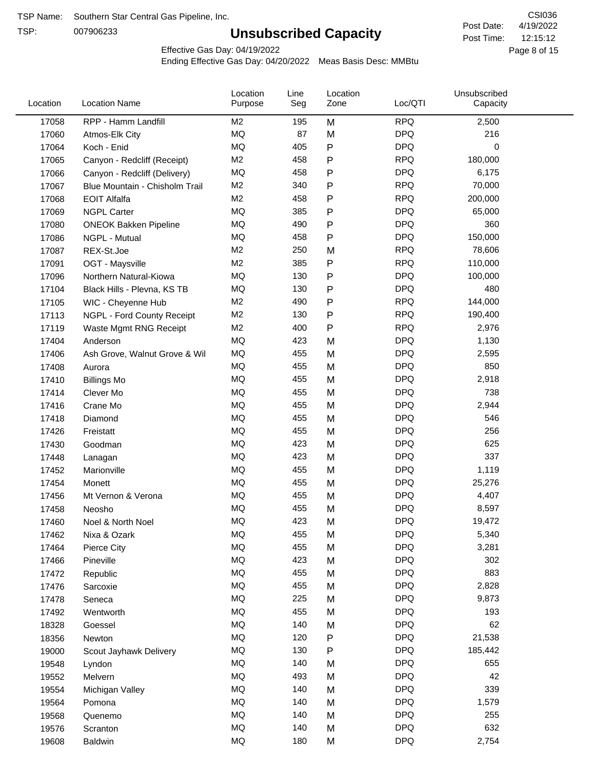TSP Name: Southern Star Central Gas Pipeline, Inc.
TSP: 007906233

# Unsubscribed Capacity

CSI036
Post Date: 4/19/2022
Post Time: 12:15:12

Effective Gas Day: 04/19/2022
Ending Effective Gas Day: 04/20/2022 Meas Basis Desc: MMBtu

| Location | Location Name | Location Purpose | Line Seg | Location Zone | Loc/QTI | Unsubscribed Capacity |
|---|---|---|---|---|---|---|
| 17058 | RPP - Hamm Landfill | M2 | 195 | M | RPQ | 2,500 |
| 17060 | Atmos-Elk City | MQ | 87 | M | DPQ | 216 |
| 17064 | Koch - Enid | MQ | 405 | P | DPQ | 0 |
| 17065 | Canyon - Redcliff (Receipt) | M2 | 458 | P | RPQ | 180,000 |
| 17066 | Canyon - Redcliff (Delivery) | MQ | 458 | P | DPQ | 6,175 |
| 17067 | Blue Mountain - Chisholm Trail | M2 | 340 | P | RPQ | 70,000 |
| 17068 | EOIT Alfalfa | M2 | 458 | P | RPQ | 200,000 |
| 17069 | NGPL Carter | MQ | 385 | P | DPQ | 65,000 |
| 17080 | ONEOK Bakken Pipeline | MQ | 490 | P | DPQ | 360 |
| 17086 | NGPL - Mutual | MQ | 458 | P | DPQ | 150,000 |
| 17087 | REX-St.Joe | M2 | 250 | M | RPQ | 78,606 |
| 17091 | OGT - Maysville | M2 | 385 | P | RPQ | 110,000 |
| 17096 | Northern Natural-Kiowa | MQ | 130 | P | DPQ | 100,000 |
| 17104 | Black Hills - Plevna, KS TB | MQ | 130 | P | DPQ | 480 |
| 17105 | WIC - Cheyenne Hub | M2 | 490 | P | RPQ | 144,000 |
| 17113 | NGPL - Ford County Receipt | M2 | 130 | P | RPQ | 190,400 |
| 17119 | Waste Mgmt RNG Receipt | M2 | 400 | P | RPQ | 2,976 |
| 17404 | Anderson | MQ | 423 | M | DPQ | 1,130 |
| 17406 | Ash Grove, Walnut Grove & Wil | MQ | 455 | M | DPQ | 2,595 |
| 17408 | Aurora | MQ | 455 | M | DPQ | 850 |
| 17410 | Billings Mo | MQ | 455 | M | DPQ | 2,918 |
| 17414 | Clever Mo | MQ | 455 | M | DPQ | 738 |
| 17416 | Crane Mo | MQ | 455 | M | DPQ | 2,944 |
| 17418 | Diamond | MQ | 455 | M | DPQ | 546 |
| 17426 | Freistatt | MQ | 455 | M | DPQ | 256 |
| 17430 | Goodman | MQ | 423 | M | DPQ | 625 |
| 17448 | Lanagan | MQ | 423 | M | DPQ | 337 |
| 17452 | Marionville | MQ | 455 | M | DPQ | 1,119 |
| 17454 | Monett | MQ | 455 | M | DPQ | 25,276 |
| 17456 | Mt Vernon & Verona | MQ | 455 | M | DPQ | 4,407 |
| 17458 | Neosho | MQ | 455 | M | DPQ | 8,597 |
| 17460 | Noel & North Noel | MQ | 423 | M | DPQ | 19,472 |
| 17462 | Nixa & Ozark | MQ | 455 | M | DPQ | 5,340 |
| 17464 | Pierce City | MQ | 455 | M | DPQ | 3,281 |
| 17466 | Pineville | MQ | 423 | M | DPQ | 302 |
| 17472 | Republic | MQ | 455 | M | DPQ | 883 |
| 17476 | Sarcoxie | MQ | 455 | M | DPQ | 2,828 |
| 17478 | Seneca | MQ | 225 | M | DPQ | 9,873 |
| 17492 | Wentworth | MQ | 455 | M | DPQ | 193 |
| 18328 | Goessel | MQ | 140 | M | DPQ | 62 |
| 18356 | Newton | MQ | 120 | P | DPQ | 21,538 |
| 19000 | Scout Jayhawk Delivery | MQ | 130 | P | DPQ | 185,442 |
| 19548 | Lyndon | MQ | 140 | M | DPQ | 655 |
| 19552 | Melvern | MQ | 493 | M | DPQ | 42 |
| 19554 | Michigan Valley | MQ | 140 | M | DPQ | 339 |
| 19564 | Pomona | MQ | 140 | M | DPQ | 1,579 |
| 19568 | Quenemo | MQ | 140 | M | DPQ | 255 |
| 19576 | Scranton | MQ | 140 | M | DPQ | 632 |
| 19608 | Baldwin | MQ | 180 | M | DPQ | 2,754 |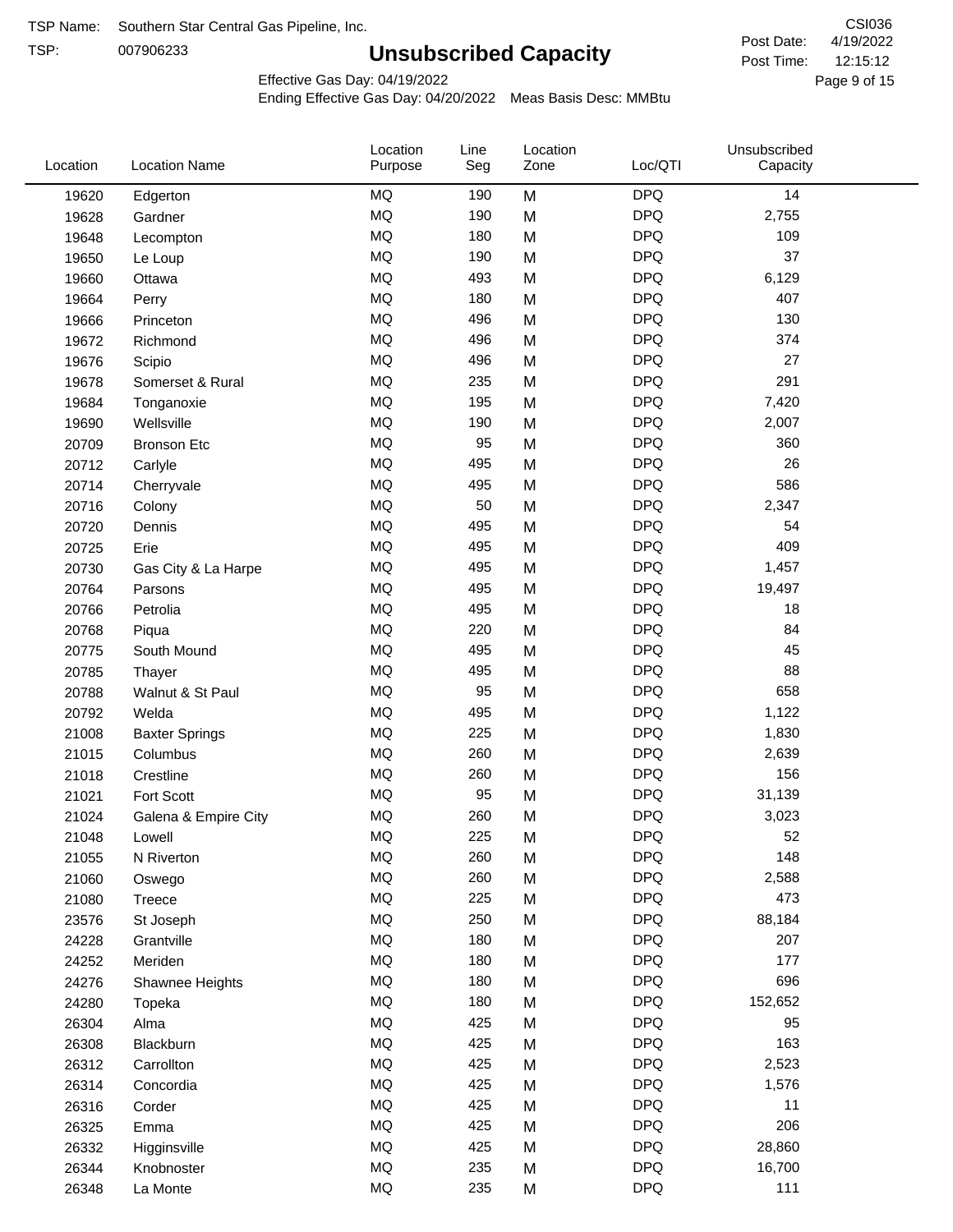TSP Name: Southern Star Central Gas Pipeline, Inc.

TSP: 007906233

# Unsubscribed Capacity

CSI036

Post Date: 4/19/2022

Post Time: 12:15:12

Effective Gas Day: 04/19/2022

Ending Effective Gas Day: 04/20/2022 Meas Basis Desc: MMBtu

| Location | Location Name | Location Purpose | Line Seg | Location Zone | Loc/QTI | Unsubscribed Capacity |
|---|---|---|---|---|---|---|
| 19620 | Edgerton | MQ | 190 | M | DPQ | 14 |
| 19628 | Gardner | MQ | 190 | M | DPQ | 2,755 |
| 19648 | Lecompton | MQ | 180 | M | DPQ | 109 |
| 19650 | Le Loup | MQ | 190 | M | DPQ | 37 |
| 19660 | Ottawa | MQ | 493 | M | DPQ | 6,129 |
| 19664 | Perry | MQ | 180 | M | DPQ | 407 |
| 19666 | Princeton | MQ | 496 | M | DPQ | 130 |
| 19672 | Richmond | MQ | 496 | M | DPQ | 374 |
| 19676 | Scipio | MQ | 496 | M | DPQ | 27 |
| 19678 | Somerset & Rural | MQ | 235 | M | DPQ | 291 |
| 19684 | Tonganoxie | MQ | 195 | M | DPQ | 7,420 |
| 19690 | Wellsville | MQ | 190 | M | DPQ | 2,007 |
| 20709 | Bronson Etc | MQ | 95 | M | DPQ | 360 |
| 20712 | Carlyle | MQ | 495 | M | DPQ | 26 |
| 20714 | Cherryvale | MQ | 495 | M | DPQ | 586 |
| 20716 | Colony | MQ | 50 | M | DPQ | 2,347 |
| 20720 | Dennis | MQ | 495 | M | DPQ | 54 |
| 20725 | Erie | MQ | 495 | M | DPQ | 409 |
| 20730 | Gas City & La Harpe | MQ | 495 | M | DPQ | 1,457 |
| 20764 | Parsons | MQ | 495 | M | DPQ | 19,497 |
| 20766 | Petrolia | MQ | 495 | M | DPQ | 18 |
| 20768 | Piqua | MQ | 220 | M | DPQ | 84 |
| 20775 | South Mound | MQ | 495 | M | DPQ | 45 |
| 20785 | Thayer | MQ | 495 | M | DPQ | 88 |
| 20788 | Walnut & St Paul | MQ | 95 | M | DPQ | 658 |
| 20792 | Welda | MQ | 495 | M | DPQ | 1,122 |
| 21008 | Baxter Springs | MQ | 225 | M | DPQ | 1,830 |
| 21015 | Columbus | MQ | 260 | M | DPQ | 2,639 |
| 21018 | Crestline | MQ | 260 | M | DPQ | 156 |
| 21021 | Fort Scott | MQ | 95 | M | DPQ | 31,139 |
| 21024 | Galena & Empire City | MQ | 260 | M | DPQ | 3,023 |
| 21048 | Lowell | MQ | 225 | M | DPQ | 52 |
| 21055 | N Riverton | MQ | 260 | M | DPQ | 148 |
| 21060 | Oswego | MQ | 260 | M | DPQ | 2,588 |
| 21080 | Treece | MQ | 225 | M | DPQ | 473 |
| 23576 | St Joseph | MQ | 250 | M | DPQ | 88,184 |
| 24228 | Grantville | MQ | 180 | M | DPQ | 207 |
| 24252 | Meriden | MQ | 180 | M | DPQ | 177 |
| 24276 | Shawnee Heights | MQ | 180 | M | DPQ | 696 |
| 24280 | Topeka | MQ | 180 | M | DPQ | 152,652 |
| 26304 | Alma | MQ | 425 | M | DPQ | 95 |
| 26308 | Blackburn | MQ | 425 | M | DPQ | 163 |
| 26312 | Carrollton | MQ | 425 | M | DPQ | 2,523 |
| 26314 | Concordia | MQ | 425 | M | DPQ | 1,576 |
| 26316 | Corder | MQ | 425 | M | DPQ | 11 |
| 26325 | Emma | MQ | 425 | M | DPQ | 206 |
| 26332 | Higginsville | MQ | 425 | M | DPQ | 28,860 |
| 26344 | Knobnoster | MQ | 235 | M | DPQ | 16,700 |
| 26348 | La Monte | MQ | 235 | M | DPQ | 111 |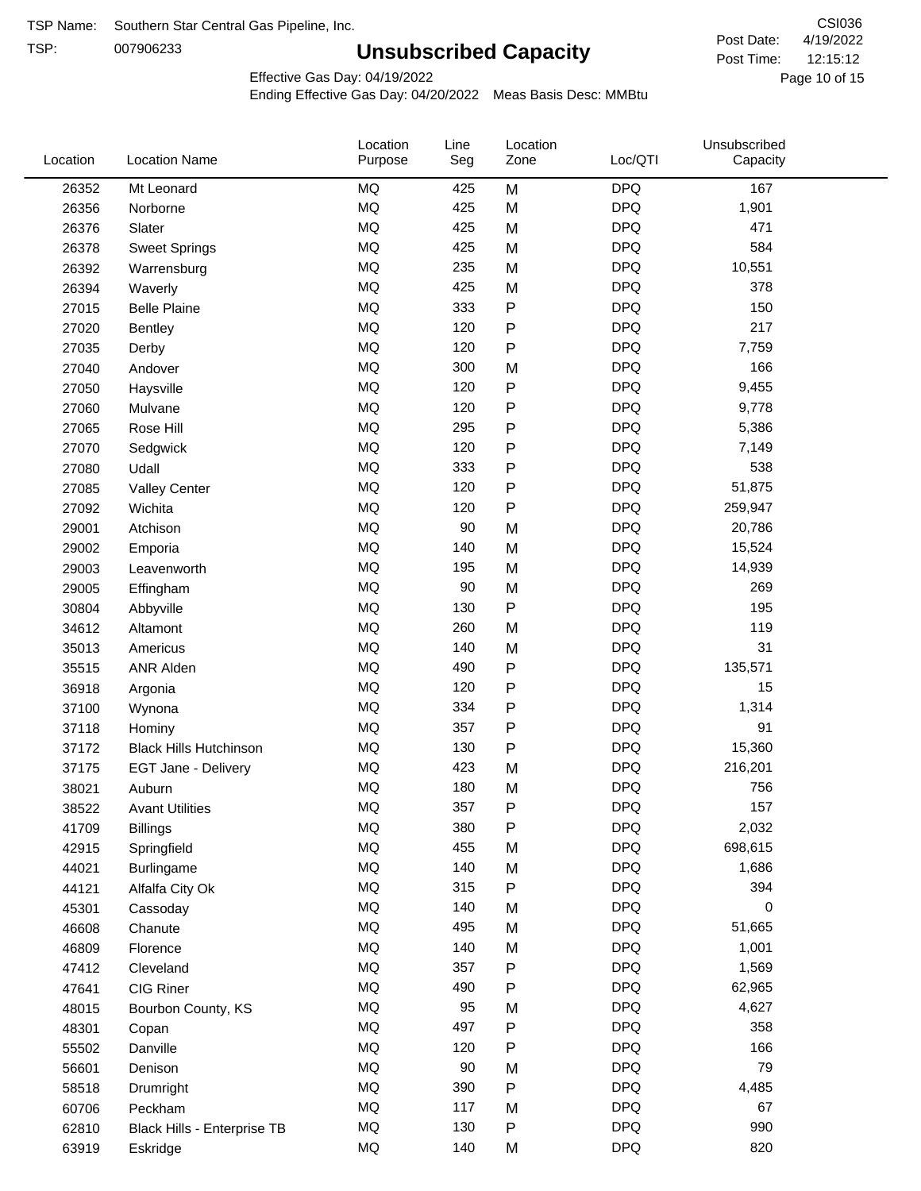TSP Name: Southern Star Central Gas Pipeline, Inc.

TSP: 007906233

# Unsubscribed Capacity

CSI036

Post Date: 4/19/2022

Post Time: 12:15:12

Effective Gas Day: 04/19/2022

Ending Effective Gas Day: 04/20/2022 Meas Basis Desc: MMBtu

| Location | Location Name | Location Purpose | Line Seg | Location Zone | Loc/QTI | Unsubscribed Capacity |
|---|---|---|---|---|---|---|
| 26352 | Mt Leonard | MQ | 425 | M | DPQ | 167 |
| 26356 | Norborne | MQ | 425 | M | DPQ | 1,901 |
| 26376 | Slater | MQ | 425 | M | DPQ | 471 |
| 26378 | Sweet Springs | MQ | 425 | M | DPQ | 584 |
| 26392 | Warrensburg | MQ | 235 | M | DPQ | 10,551 |
| 26394 | Waverly | MQ | 425 | M | DPQ | 378 |
| 27015 | Belle Plaine | MQ | 333 | P | DPQ | 150 |
| 27020 | Bentley | MQ | 120 | P | DPQ | 217 |
| 27035 | Derby | MQ | 120 | P | DPQ | 7,759 |
| 27040 | Andover | MQ | 300 | M | DPQ | 166 |
| 27050 | Haysville | MQ | 120 | P | DPQ | 9,455 |
| 27060 | Mulvane | MQ | 120 | P | DPQ | 9,778 |
| 27065 | Rose Hill | MQ | 295 | P | DPQ | 5,386 |
| 27070 | Sedgwick | MQ | 120 | P | DPQ | 7,149 |
| 27080 | Udall | MQ | 333 | P | DPQ | 538 |
| 27085 | Valley Center | MQ | 120 | P | DPQ | 51,875 |
| 27092 | Wichita | MQ | 120 | P | DPQ | 259,947 |
| 29001 | Atchison | MQ | 90 | M | DPQ | 20,786 |
| 29002 | Emporia | MQ | 140 | M | DPQ | 15,524 |
| 29003 | Leavenworth | MQ | 195 | M | DPQ | 14,939 |
| 29005 | Effingham | MQ | 90 | M | DPQ | 269 |
| 30804 | Abbyville | MQ | 130 | P | DPQ | 195 |
| 34612 | Altamont | MQ | 260 | M | DPQ | 119 |
| 35013 | Americus | MQ | 140 | M | DPQ | 31 |
| 35515 | ANR Alden | MQ | 490 | P | DPQ | 135,571 |
| 36918 | Argonia | MQ | 120 | P | DPQ | 15 |
| 37100 | Wynona | MQ | 334 | P | DPQ | 1,314 |
| 37118 | Hominy | MQ | 357 | P | DPQ | 91 |
| 37172 | Black Hills Hutchinson | MQ | 130 | P | DPQ | 15,360 |
| 37175 | EGT Jane - Delivery | MQ | 423 | M | DPQ | 216,201 |
| 38021 | Auburn | MQ | 180 | M | DPQ | 756 |
| 38522 | Avant Utilities | MQ | 357 | P | DPQ | 157 |
| 41709 | Billings | MQ | 380 | P | DPQ | 2,032 |
| 42915 | Springfield | MQ | 455 | M | DPQ | 698,615 |
| 44021 | Burlingame | MQ | 140 | M | DPQ | 1,686 |
| 44121 | Alfalfa City Ok | MQ | 315 | P | DPQ | 394 |
| 45301 | Cassoday | MQ | 140 | M | DPQ | 0 |
| 46608 | Chanute | MQ | 495 | M | DPQ | 51,665 |
| 46809 | Florence | MQ | 140 | M | DPQ | 1,001 |
| 47412 | Cleveland | MQ | 357 | P | DPQ | 1,569 |
| 47641 | CIG Riner | MQ | 490 | P | DPQ | 62,965 |
| 48015 | Bourbon County, KS | MQ | 95 | M | DPQ | 4,627 |
| 48301 | Copan | MQ | 497 | P | DPQ | 358 |
| 55502 | Danville | MQ | 120 | P | DPQ | 166 |
| 56601 | Denison | MQ | 90 | M | DPQ | 79 |
| 58518 | Drumright | MQ | 390 | P | DPQ | 4,485 |
| 60706 | Peckham | MQ | 117 | M | DPQ | 67 |
| 62810 | Black Hills - Enterprise TB | MQ | 130 | P | DPQ | 990 |
| 63919 | Eskridge | MQ | 140 | M | DPQ | 820 |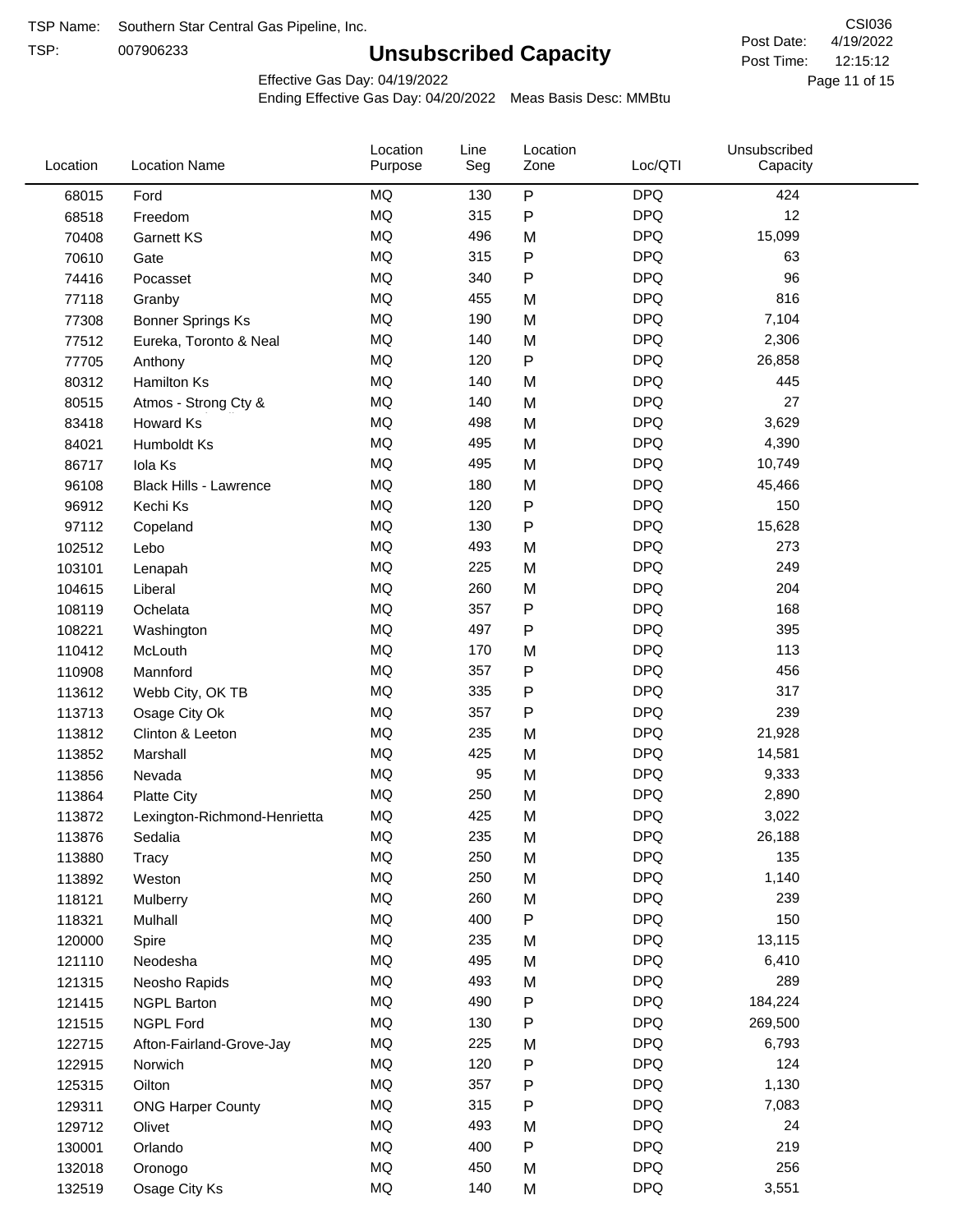TSP Name: Southern Star Central Gas Pipeline, Inc.

TSP: 007906233

# Unsubscribed Capacity

CSI036

Post Date: 4/19/2022

Post Time: 12:15:12

Effective Gas Day: 04/19/2022

Ending Effective Gas Day: 04/20/2022 Meas Basis Desc: MMBtu

| Location | Location Name | Location Purpose | Line Seg | Location Zone | Loc/QTI | Unsubscribed Capacity |
|---|---|---|---|---|---|---|
| 68015 | Ford | MQ | 130 | P | DPQ | 424 |
| 68518 | Freedom | MQ | 315 | P | DPQ | 12 |
| 70408 | Garnett KS | MQ | 496 | M | DPQ | 15,099 |
| 70610 | Gate | MQ | 315 | P | DPQ | 63 |
| 74416 | Pocasset | MQ | 340 | P | DPQ | 96 |
| 77118 | Granby | MQ | 455 | M | DPQ | 816 |
| 77308 | Bonner Springs Ks | MQ | 190 | M | DPQ | 7,104 |
| 77512 | Eureka, Toronto & Neal | MQ | 140 | M | DPQ | 2,306 |
| 77705 | Anthony | MQ | 120 | P | DPQ | 26,858 |
| 80312 | Hamilton Ks | MQ | 140 | M | DPQ | 445 |
| 80515 | Atmos - Strong Cty & | MQ | 140 | M | DPQ | 27 |
| 83418 | Howard Ks | MQ | 498 | M | DPQ | 3,629 |
| 84021 | Humboldt Ks | MQ | 495 | M | DPQ | 4,390 |
| 86717 | Iola Ks | MQ | 495 | M | DPQ | 10,749 |
| 96108 | Black Hills - Lawrence | MQ | 180 | M | DPQ | 45,466 |
| 96912 | Kechi Ks | MQ | 120 | P | DPQ | 150 |
| 97112 | Copeland | MQ | 130 | P | DPQ | 15,628 |
| 102512 | Lebo | MQ | 493 | M | DPQ | 273 |
| 103101 | Lenapah | MQ | 225 | M | DPQ | 249 |
| 104615 | Liberal | MQ | 260 | M | DPQ | 204 |
| 108119 | Ochelata | MQ | 357 | P | DPQ | 168 |
| 108221 | Washington | MQ | 497 | P | DPQ | 395 |
| 110412 | McLouth | MQ | 170 | M | DPQ | 113 |
| 110908 | Mannford | MQ | 357 | P | DPQ | 456 |
| 113612 | Webb City, OK TB | MQ | 335 | P | DPQ | 317 |
| 113713 | Osage City Ok | MQ | 357 | P | DPQ | 239 |
| 113812 | Clinton & Leeton | MQ | 235 | M | DPQ | 21,928 |
| 113852 | Marshall | MQ | 425 | M | DPQ | 14,581 |
| 113856 | Nevada | MQ | 95 | M | DPQ | 9,333 |
| 113864 | Platte City | MQ | 250 | M | DPQ | 2,890 |
| 113872 | Lexington-Richmond-Henrietta | MQ | 425 | M | DPQ | 3,022 |
| 113876 | Sedalia | MQ | 235 | M | DPQ | 26,188 |
| 113880 | Tracy | MQ | 250 | M | DPQ | 135 |
| 113892 | Weston | MQ | 250 | M | DPQ | 1,140 |
| 118121 | Mulberry | MQ | 260 | M | DPQ | 239 |
| 118321 | Mulhall | MQ | 400 | P | DPQ | 150 |
| 120000 | Spire | MQ | 235 | M | DPQ | 13,115 |
| 121110 | Neodesha | MQ | 495 | M | DPQ | 6,410 |
| 121315 | Neosho Rapids | MQ | 493 | M | DPQ | 289 |
| 121415 | NGPL Barton | MQ | 490 | P | DPQ | 184,224 |
| 121515 | NGPL Ford | MQ | 130 | P | DPQ | 269,500 |
| 122715 | Afton-Fairland-Grove-Jay | MQ | 225 | M | DPQ | 6,793 |
| 122915 | Norwich | MQ | 120 | P | DPQ | 124 |
| 125315 | Oilton | MQ | 357 | P | DPQ | 1,130 |
| 129311 | ONG Harper County | MQ | 315 | P | DPQ | 7,083 |
| 129712 | Olivet | MQ | 493 | M | DPQ | 24 |
| 130001 | Orlando | MQ | 400 | P | DPQ | 219 |
| 132018 | Oronogo | MQ | 450 | M | DPQ | 256 |
| 132519 | Osage City Ks | MQ | 140 | M | DPQ | 3,551 |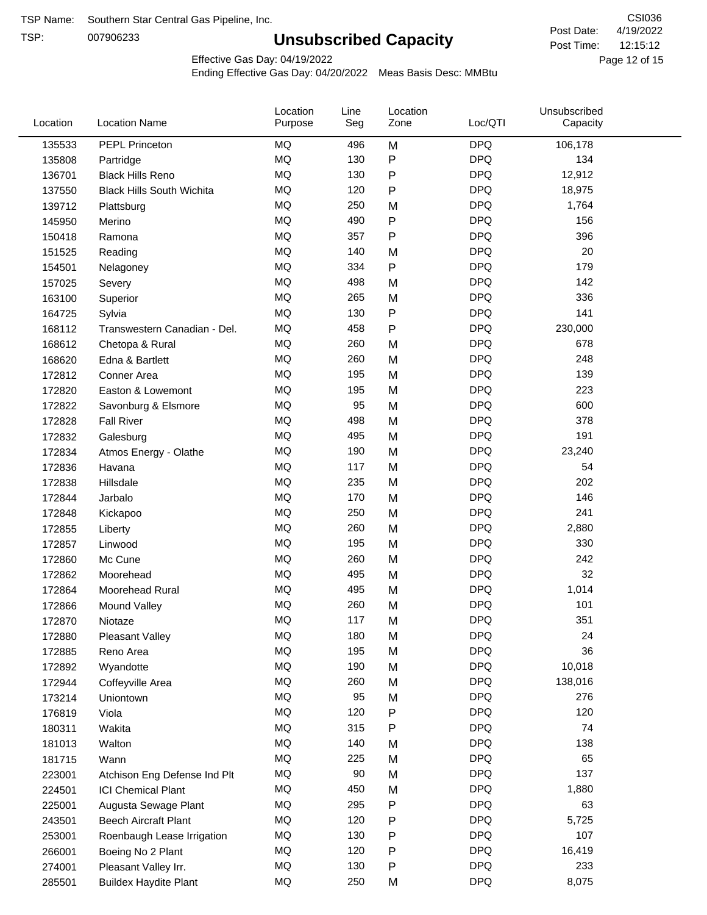TSP Name: Southern Star Central Gas Pipeline, Inc.

TSP: 007906233

# Unsubscribed Capacity

CSI036

Post Date: 4/19/2022

Post Time: 12:15:12

Effective Gas Day: 04/19/2022

Ending Effective Gas Day: 04/20/2022 Meas Basis Desc: MMBtu

| Location | Location Name | Location Purpose | Line Seg | Location Zone | Loc/QTI | Unsubscribed Capacity |
|---|---|---|---|---|---|---|
| 135533 | PEPL Princeton | MQ | 496 | M | DPQ | 106,178 |
| 135808 | Partridge | MQ | 130 | P | DPQ | 134 |
| 136701 | Black Hills Reno | MQ | 130 | P | DPQ | 12,912 |
| 137550 | Black Hills South Wichita | MQ | 120 | P | DPQ | 18,975 |
| 139712 | Plattsburg | MQ | 250 | M | DPQ | 1,764 |
| 145950 | Merino | MQ | 490 | P | DPQ | 156 |
| 150418 | Ramona | MQ | 357 | P | DPQ | 396 |
| 151525 | Reading | MQ | 140 | M | DPQ | 20 |
| 154501 | Nelagoney | MQ | 334 | P | DPQ | 179 |
| 157025 | Severy | MQ | 498 | M | DPQ | 142 |
| 163100 | Superior | MQ | 265 | M | DPQ | 336 |
| 164725 | Sylvia | MQ | 130 | P | DPQ | 141 |
| 168112 | Transwestern Canadian - Del. | MQ | 458 | P | DPQ | 230,000 |
| 168612 | Chetopa & Rural | MQ | 260 | M | DPQ | 678 |
| 168620 | Edna & Bartlett | MQ | 260 | M | DPQ | 248 |
| 172812 | Conner Area | MQ | 195 | M | DPQ | 139 |
| 172820 | Easton & Lowemont | MQ | 195 | M | DPQ | 223 |
| 172822 | Savonburg & Elsmore | MQ | 95 | M | DPQ | 600 |
| 172828 | Fall River | MQ | 498 | M | DPQ | 378 |
| 172832 | Galesburg | MQ | 495 | M | DPQ | 191 |
| 172834 | Atmos Energy - Olathe | MQ | 190 | M | DPQ | 23,240 |
| 172836 | Havana | MQ | 117 | M | DPQ | 54 |
| 172838 | Hillsdale | MQ | 235 | M | DPQ | 202 |
| 172844 | Jarbalo | MQ | 170 | M | DPQ | 146 |
| 172848 | Kickapoo | MQ | 250 | M | DPQ | 241 |
| 172855 | Liberty | MQ | 260 | M | DPQ | 2,880 |
| 172857 | Linwood | MQ | 195 | M | DPQ | 330 |
| 172860 | Mc Cune | MQ | 260 | M | DPQ | 242 |
| 172862 | Moorehead | MQ | 495 | M | DPQ | 32 |
| 172864 | Moorehead Rural | MQ | 495 | M | DPQ | 1,014 |
| 172866 | Mound Valley | MQ | 260 | M | DPQ | 101 |
| 172870 | Niotaze | MQ | 117 | M | DPQ | 351 |
| 172880 | Pleasant Valley | MQ | 180 | M | DPQ | 24 |
| 172885 | Reno Area | MQ | 195 | M | DPQ | 36 |
| 172892 | Wyandotte | MQ | 190 | M | DPQ | 10,018 |
| 172944 | Coffeyville Area | MQ | 260 | M | DPQ | 138,016 |
| 173214 | Uniontown | MQ | 95 | M | DPQ | 276 |
| 176819 | Viola | MQ | 120 | P | DPQ | 120 |
| 180311 | Wakita | MQ | 315 | P | DPQ | 74 |
| 181013 | Walton | MQ | 140 | M | DPQ | 138 |
| 181715 | Wann | MQ | 225 | M | DPQ | 65 |
| 223001 | Atchison Eng Defense Ind Plt | MQ | 90 | M | DPQ | 137 |
| 224501 | ICI Chemical Plant | MQ | 450 | M | DPQ | 1,880 |
| 225001 | Augusta Sewage Plant | MQ | 295 | P | DPQ | 63 |
| 243501 | Beech Aircraft Plant | MQ | 120 | P | DPQ | 5,725 |
| 253001 | Roenbaugh Lease Irrigation | MQ | 130 | P | DPQ | 107 |
| 266001 | Boeing No 2 Plant | MQ | 120 | P | DPQ | 16,419 |
| 274001 | Pleasant Valley Irr. | MQ | 130 | P | DPQ | 233 |
| 285501 | Buildex Haydite Plant | MQ | 250 | M | DPQ | 8,075 |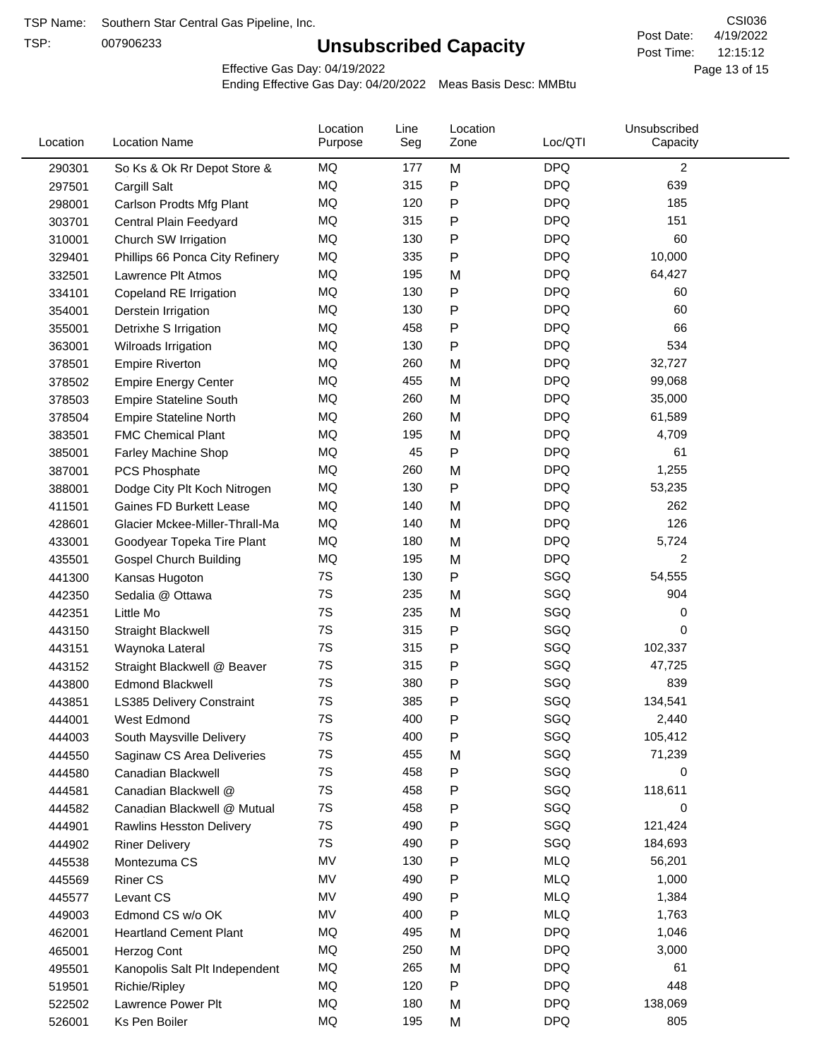TSP Name: Southern Star Central Gas Pipeline, Inc.

TSP: 007906233

# Unsubscribed Capacity

CSI036

Post Date: 4/19/2022

Post Time: 12:15:12

Effective Gas Day: 04/19/2022

Ending Effective Gas Day: 04/20/2022 Meas Basis Desc: MMBtu

| Location | Location Name | Location Purpose | Line Seg | Location Zone | Loc/QTI | Unsubscribed Capacity |
|---|---|---|---|---|---|---|
| 290301 | So Ks & Ok Rr Depot Store & | MQ | 177 | M | DPQ | 2 |
| 297501 | Cargill Salt | MQ | 315 | P | DPQ | 639 |
| 298001 | Carlson Prodts Mfg Plant | MQ | 120 | P | DPQ | 185 |
| 303701 | Central Plain Feedyard | MQ | 315 | P | DPQ | 151 |
| 310001 | Church SW Irrigation | MQ | 130 | P | DPQ | 60 |
| 329401 | Phillips 66 Ponca City Refinery | MQ | 335 | P | DPQ | 10,000 |
| 332501 | Lawrence Plt Atmos | MQ | 195 | M | DPQ | 64,427 |
| 334101 | Copeland RE Irrigation | MQ | 130 | P | DPQ | 60 |
| 354001 | Derstein Irrigation | MQ | 130 | P | DPQ | 60 |
| 355001 | Detrixhe S Irrigation | MQ | 458 | P | DPQ | 66 |
| 363001 | Wilroads Irrigation | MQ | 130 | P | DPQ | 534 |
| 378501 | Empire Riverton | MQ | 260 | M | DPQ | 32,727 |
| 378502 | Empire Energy Center | MQ | 455 | M | DPQ | 99,068 |
| 378503 | Empire Stateline South | MQ | 260 | M | DPQ | 35,000 |
| 378504 | Empire Stateline North | MQ | 260 | M | DPQ | 61,589 |
| 383501 | FMC Chemical Plant | MQ | 195 | M | DPQ | 4,709 |
| 385001 | Farley Machine Shop | MQ | 45 | P | DPQ | 61 |
| 387001 | PCS Phosphate | MQ | 260 | M | DPQ | 1,255 |
| 388001 | Dodge City Plt Koch Nitrogen | MQ | 130 | P | DPQ | 53,235 |
| 411501 | Gaines FD Burkett Lease | MQ | 140 | M | DPQ | 262 |
| 428601 | Glacier Mckee-Miller-Thrall-Ma | MQ | 140 | M | DPQ | 126 |
| 433001 | Goodyear Topeka Tire Plant | MQ | 180 | M | DPQ | 5,724 |
| 435501 | Gospel Church Building | MQ | 195 | M | DPQ | 2 |
| 441300 | Kansas Hugoton | 7S | 130 | P | SGQ | 54,555 |
| 442350 | Sedalia @ Ottawa | 7S | 235 | M | SGQ | 904 |
| 442351 | Little Mo | 7S | 235 | M | SGQ | 0 |
| 443150 | Straight Blackwell | 7S | 315 | P | SGQ | 0 |
| 443151 | Waynoka Lateral | 7S | 315 | P | SGQ | 102,337 |
| 443152 | Straight Blackwell @ Beaver | 7S | 315 | P | SGQ | 47,725 |
| 443800 | Edmond Blackwell | 7S | 380 | P | SGQ | 839 |
| 443851 | LS385 Delivery Constraint | 7S | 385 | P | SGQ | 134,541 |
| 444001 | West Edmond | 7S | 400 | P | SGQ | 2,440 |
| 444003 | South Maysville Delivery | 7S | 400 | P | SGQ | 105,412 |
| 444550 | Saginaw CS Area Deliveries | 7S | 455 | M | SGQ | 71,239 |
| 444580 | Canadian Blackwell | 7S | 458 | P | SGQ | 0 |
| 444581 | Canadian Blackwell @ | 7S | 458 | P | SGQ | 118,611 |
| 444582 | Canadian Blackwell @ Mutual | 7S | 458 | P | SGQ | 0 |
| 444901 | Rawlins Hesston Delivery | 7S | 490 | P | SGQ | 121,424 |
| 444902 | Riner Delivery | 7S | 490 | P | SGQ | 184,693 |
| 445538 | Montezuma CS | MV | 130 | P | MLQ | 56,201 |
| 445569 | Riner CS | MV | 490 | P | MLQ | 1,000 |
| 445577 | Levant CS | MV | 490 | P | MLQ | 1,384 |
| 449003 | Edmond CS w/o OK | MV | 400 | P | MLQ | 1,763 |
| 462001 | Heartland Cement Plant | MQ | 495 | M | DPQ | 1,046 |
| 465001 | Herzog Cont | MQ | 250 | M | DPQ | 3,000 |
| 495501 | Kanopolis Salt Plt Independent | MQ | 265 | M | DPQ | 61 |
| 519501 | Richie/Ripley | MQ | 120 | P | DPQ | 448 |
| 522502 | Lawrence Power Plt | MQ | 180 | M | DPQ | 138,069 |
| 526001 | Ks Pen Boiler | MQ | 195 | M | DPQ | 805 |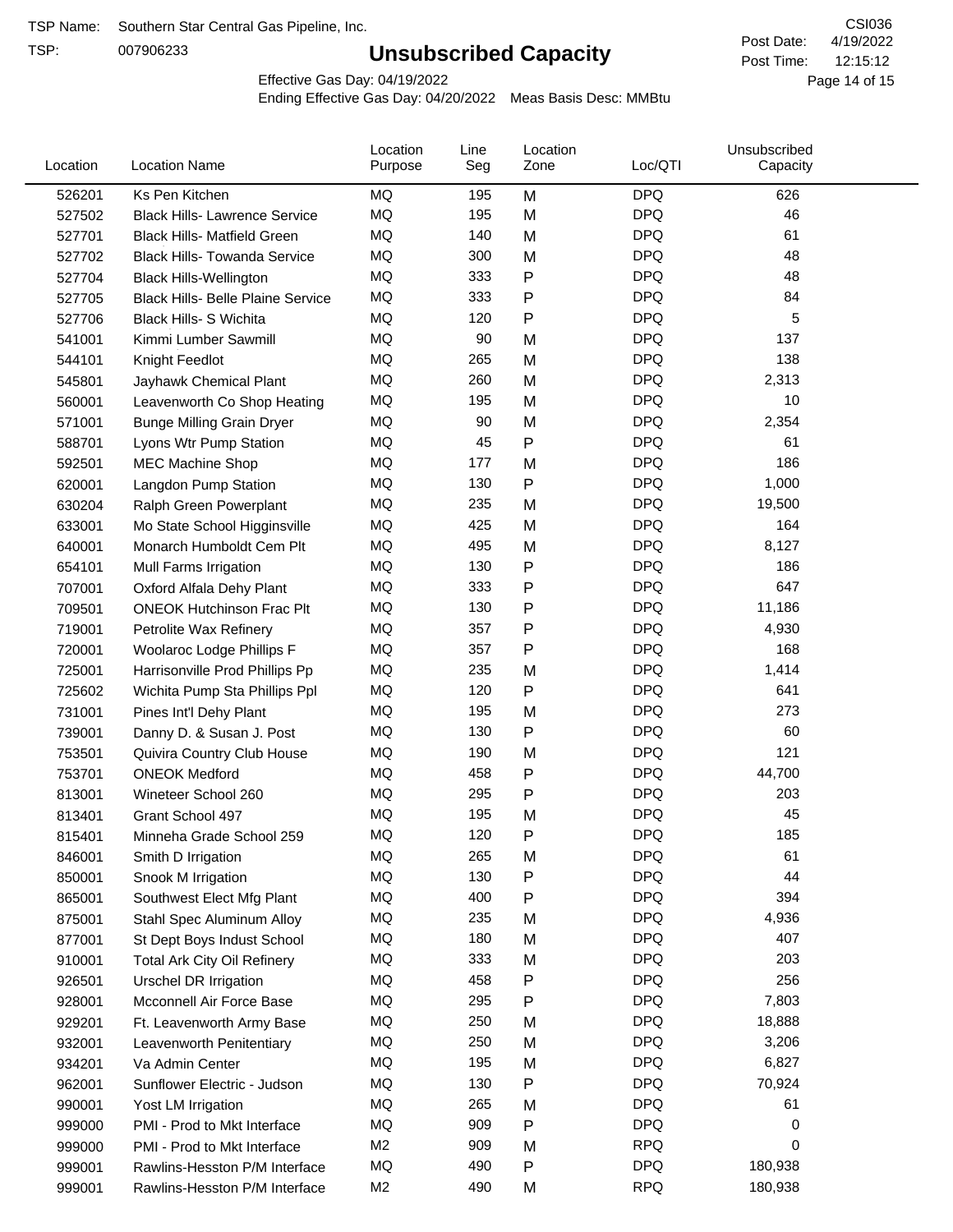TSP Name: Southern Star Central Gas Pipeline, Inc.

TSP: 007906233

# Unsubscribed Capacity

CSI036

Post Date: 4/19/2022

Post Time: 12:15:12

Effective Gas Day: 04/19/2022

Ending Effective Gas Day: 04/20/2022 Meas Basis Desc: MMBtu

| Location | Location Name | Location Purpose | Line Seg | Location Zone | Loc/QTI | Unsubscribed Capacity |
|---|---|---|---|---|---|---|
| 526201 | Ks Pen Kitchen | MQ | 195 | M | DPQ | 626 |
| 527502 | Black Hills- Lawrence Service | MQ | 195 | M | DPQ | 46 |
| 527701 | Black Hills- Matfield Green | MQ | 140 | M | DPQ | 61 |
| 527702 | Black Hills- Towanda Service | MQ | 300 | M | DPQ | 48 |
| 527704 | Black Hills-Wellington | MQ | 333 | P | DPQ | 48 |
| 527705 | Black Hills- Belle Plaine Service | MQ | 333 | P | DPQ | 84 |
| 527706 | Black Hills- S Wichita | MQ | 120 | P | DPQ | 5 |
| 541001 | Kimmi Lumber Sawmill | MQ | 90 | M | DPQ | 137 |
| 544101 | Knight Feedlot | MQ | 265 | M | DPQ | 138 |
| 545801 | Jayhawk Chemical Plant | MQ | 260 | M | DPQ | 2,313 |
| 560001 | Leavenworth Co Shop Heating | MQ | 195 | M | DPQ | 10 |
| 571001 | Bunge Milling Grain Dryer | MQ | 90 | M | DPQ | 2,354 |
| 588701 | Lyons Wtr Pump Station | MQ | 45 | P | DPQ | 61 |
| 592501 | MEC Machine Shop | MQ | 177 | M | DPQ | 186 |
| 620001 | Langdon Pump Station | MQ | 130 | P | DPQ | 1,000 |
| 630204 | Ralph Green Powerplant | MQ | 235 | M | DPQ | 19,500 |
| 633001 | Mo State School Higginsville | MQ | 425 | M | DPQ | 164 |
| 640001 | Monarch Humboldt Cem Plt | MQ | 495 | M | DPQ | 8,127 |
| 654101 | Mull Farms Irrigation | MQ | 130 | P | DPQ | 186 |
| 707001 | Oxford Alfala Dehy Plant | MQ | 333 | P | DPQ | 647 |
| 709501 | ONEOK Hutchinson Frac Plt | MQ | 130 | P | DPQ | 11,186 |
| 719001 | Petrolite Wax Refinery | MQ | 357 | P | DPQ | 4,930 |
| 720001 | Woolaroc Lodge Phillips F | MQ | 357 | P | DPQ | 168 |
| 725001 | Harrisonville Prod Phillips Pp | MQ | 235 | M | DPQ | 1,414 |
| 725602 | Wichita Pump Sta Phillips Ppl | MQ | 120 | P | DPQ | 641 |
| 731001 | Pines Int'l Dehy Plant | MQ | 195 | M | DPQ | 273 |
| 739001 | Danny D. & Susan J. Post | MQ | 130 | P | DPQ | 60 |
| 753501 | Quivira Country Club House | MQ | 190 | M | DPQ | 121 |
| 753701 | ONEOK Medford | MQ | 458 | P | DPQ | 44,700 |
| 813001 | Wineteer School 260 | MQ | 295 | P | DPQ | 203 |
| 813401 | Grant School 497 | MQ | 195 | M | DPQ | 45 |
| 815401 | Minneha Grade School 259 | MQ | 120 | P | DPQ | 185 |
| 846001 | Smith D Irrigation | MQ | 265 | M | DPQ | 61 |
| 850001 | Snook M Irrigation | MQ | 130 | P | DPQ | 44 |
| 865001 | Southwest Elect Mfg Plant | MQ | 400 | P | DPQ | 394 |
| 875001 | Stahl Spec Aluminum Alloy | MQ | 235 | M | DPQ | 4,936 |
| 877001 | St Dept Boys Indust School | MQ | 180 | M | DPQ | 407 |
| 910001 | Total Ark City Oil Refinery | MQ | 333 | M | DPQ | 203 |
| 926501 | Urschel DR Irrigation | MQ | 458 | P | DPQ | 256 |
| 928001 | Mcconnell Air Force Base | MQ | 295 | P | DPQ | 7,803 |
| 929201 | Ft. Leavenworth Army Base | MQ | 250 | M | DPQ | 18,888 |
| 932001 | Leavenworth Penitentiary | MQ | 250 | M | DPQ | 3,206 |
| 934201 | Va Admin Center | MQ | 195 | M | DPQ | 6,827 |
| 962001 | Sunflower Electric - Judson | MQ | 130 | P | DPQ | 70,924 |
| 990001 | Yost LM Irrigation | MQ | 265 | M | DPQ | 61 |
| 999000 | PMI - Prod to Mkt Interface | MQ | 909 | P | DPQ | 0 |
| 999000 | PMI - Prod to Mkt Interface | M2 | 909 | M | RPQ | 0 |
| 999001 | Rawlins-Hesston P/M Interface | MQ | 490 | P | DPQ | 180,938 |
| 999001 | Rawlins-Hesston P/M Interface | M2 | 490 | M | RPQ | 180,938 |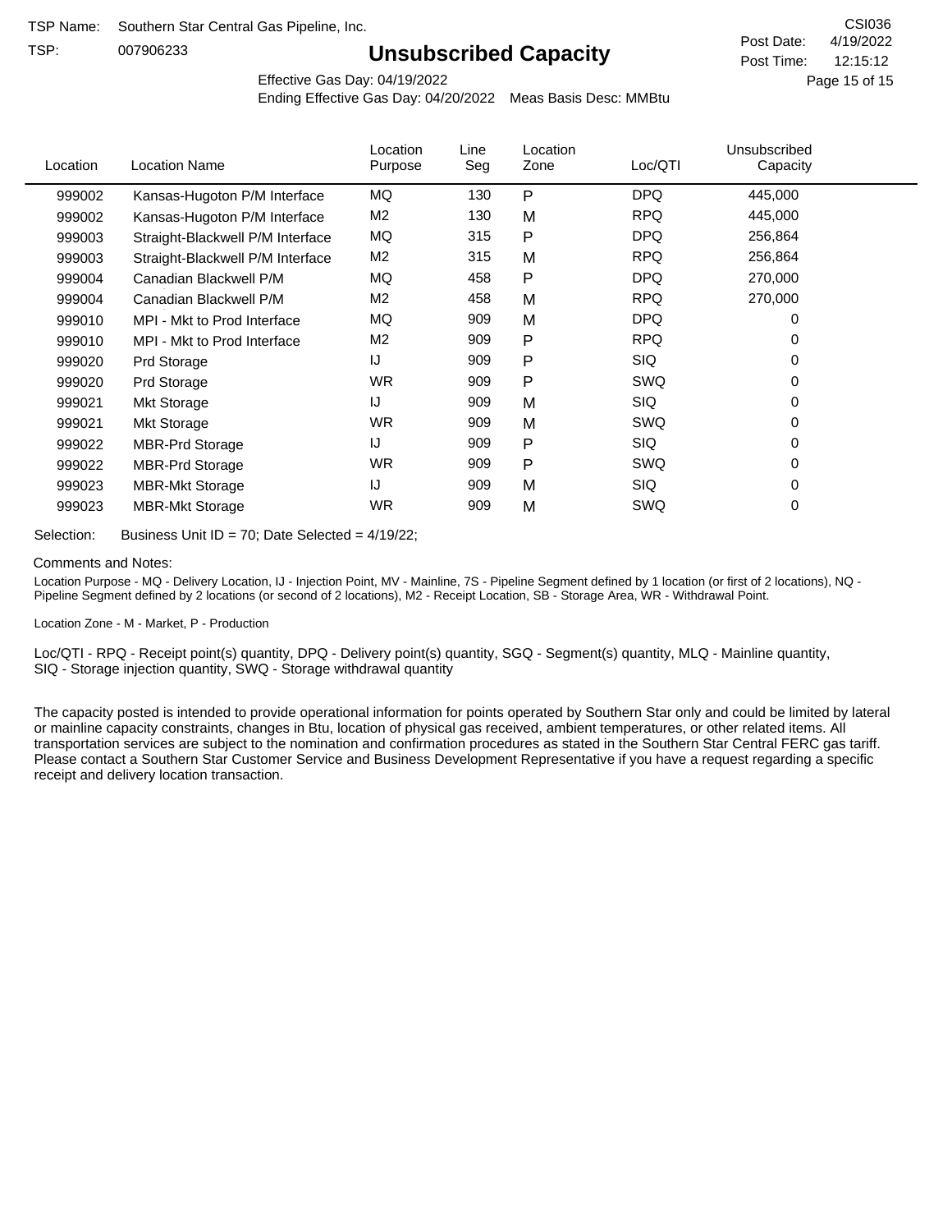TSP Name: Southern Star Central Gas Pipeline, Inc.

TSP: 007906233

# Unsubscribed Capacity

CSI036

Post Date: 4/19/2022

Post Time: 12:15:12

Effective Gas Day: 04/19/2022

Ending Effective Gas Day: 04/20/2022 Meas Basis Desc: MMBtu

| Location | Location Name | Location Purpose | Line Seg | Location Zone | Loc/QTI | Unsubscribed Capacity |
|---|---|---|---|---|---|---|
| 999002 | Kansas-Hugoton P/M Interface | MQ | 130 | P | DPQ | 445,000 |
| 999002 | Kansas-Hugoton P/M Interface | M2 | 130 | M | RPQ | 445,000 |
| 999003 | Straight-Blackwell P/M Interface | MQ | 315 | P | DPQ | 256,864 |
| 999003 | Straight-Blackwell P/M Interface | M2 | 315 | M | RPQ | 256,864 |
| 999004 | Canadian Blackwell P/M | MQ | 458 | P | DPQ | 270,000 |
| 999004 | Canadian Blackwell P/M | M2 | 458 | M | RPQ | 270,000 |
| 999010 | MPI - Mkt to Prod Interface | MQ | 909 | M | DPQ | 0 |
| 999010 | MPI - Mkt to Prod Interface | M2 | 909 | P | RPQ | 0 |
| 999020 | Prd Storage | IJ | 909 | P | SIQ | 0 |
| 999020 | Prd Storage | WR | 909 | P | SWQ | 0 |
| 999021 | Mkt Storage | IJ | 909 | M | SIQ | 0 |
| 999021 | Mkt Storage | WR | 909 | M | SWQ | 0 |
| 999022 | MBR-Prd Storage | IJ | 909 | P | SIQ | 0 |
| 999022 | MBR-Prd Storage | WR | 909 | P | SWQ | 0 |
| 999023 | MBR-Mkt Storage | IJ | 909 | M | SIQ | 0 |
| 999023 | MBR-Mkt Storage | WR | 909 | M | SWQ | 0 |

Selection: Business Unit ID = 70; Date Selected = 4/19/22;

Comments and Notes:

Location Purpose - MQ - Delivery Location, IJ - Injection Point, MV - Mainline, 7S - Pipeline Segment defined by 1 location (or first of 2 locations), NQ - Pipeline Segment defined by 2 locations (or second of 2 locations), M2 - Receipt Location, SB - Storage Area, WR - Withdrawal Point.

Location Zone - M - Market, P - Production

Loc/QTI - RPQ - Receipt point(s) quantity, DPQ - Delivery point(s) quantity, SGQ - Segment(s) quantity, MLQ - Mainline quantity, SIQ - Storage injection quantity, SWQ - Storage withdrawal quantity

The capacity posted is intended to provide operational information for points operated by Southern Star only and could be limited by lateral or mainline capacity constraints, changes in Btu, location of physical gas received, ambient temperatures, or other related items. All transportation services are subject to the nomination and confirmation procedures as stated in the Southern Star Central FERC gas tariff. Please contact a Southern Star Customer Service and Business Development Representative if you have a request regarding a specific receipt and delivery location transaction.